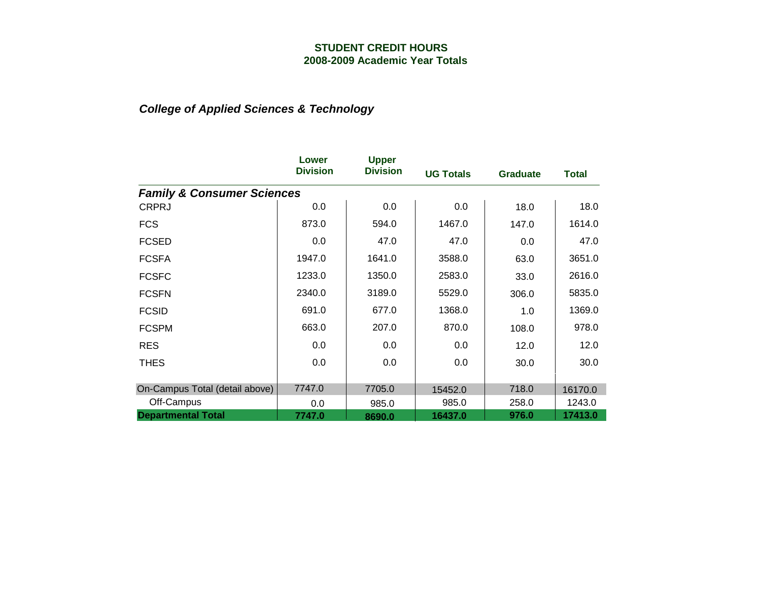**STUDENT CREDIT HOURS**
**2008-2009 Academic Year Totals**

***College of Applied Sciences & Technology***

| | Lower Division | Upper Division | UG Totals | Graduate | Total |
|---|---|---|---|---|---|
| ***Family & Consumer Sciences*** | | | | | |
| CRPRJ | 0.0 | 0.0 | 0.0 | 18.0 | 18.0 |
| FCS | 873.0 | 594.0 | 1467.0 | 147.0 | 1614.0 |
| FCSED | 0.0 | 47.0 | 47.0 | 0.0 | 47.0 |
| FCSFA | 1947.0 | 1641.0 | 3588.0 | 63.0 | 3651.0 |
| FCSFC | 1233.0 | 1350.0 | 2583.0 | 33.0 | 2616.0 |
| FCSFN | 2340.0 | 3189.0 | 5529.0 | 306.0 | 5835.0 |
| FCSID | 691.0 | 677.0 | 1368.0 | 1.0 | 1369.0 |
| FCSPM | 663.0 | 207.0 | 870.0 | 108.0 | 978.0 |
| RES | 0.0 | 0.0 | 0.0 | 12.0 | 12.0 |
| THES | 0.0 | 0.0 | 0.0 | 30.0 | 30.0 |
| On-Campus Total (detail above) | 7747.0 | 7705.0 | 15452.0 | 718.0 | 16170.0 |
| Off-Campus | 0.0 | 985.0 | 985.0 | 258.0 | 1243.0 |
| **Departmental Total** | **7747.0** | **8690.0** | **16437.0** | **976.0** | **17413.0** |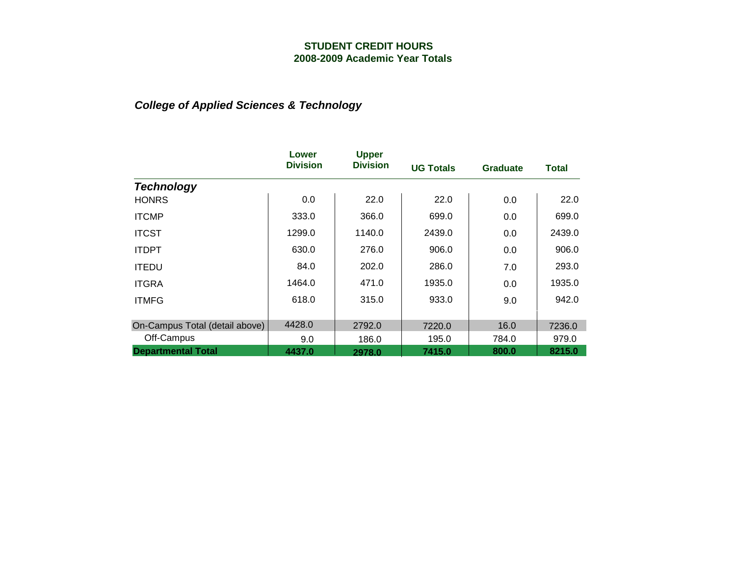# STUDENT CREDIT HOURS
## 2008-2009 Academic Year Totals

### *College of Applied Sciences & Technology*

| | Lower Division | Upper Division | UG Totals | Graduate | Total |
|---|---|---|---|---|---|
| ***Technology*** | | | | | |
| HONRS | 0.0 | 22.0 | 22.0 | 0.0 | 22.0 |
| ITCMP | 333.0 | 366.0 | 699.0 | 0.0 | 699.0 |
| ITCST | 1299.0 | 1140.0 | 2439.0 | 0.0 | 2439.0 |
| ITDPT | 630.0 | 276.0 | 906.0 | 0.0 | 906.0 |
| ITEDU | 84.0 | 202.0 | 286.0 | 7.0 | 293.0 |
| ITGRA | 1464.0 | 471.0 | 1935.0 | 0.0 | 1935.0 |
| ITMFG | 618.0 | 315.0 | 933.0 | 9.0 | 942.0 |
| On-Campus Total (detail above) | 4428.0 | 2792.0 | 7220.0 | 16.0 | 7236.0 |
| Off-Campus | 9.0 | 186.0 | 195.0 | 784.0 | 979.0 |
| **Departmental Total** | **4437.0** | **2978.0** | **7415.0** | **800.0** | **8215.0** |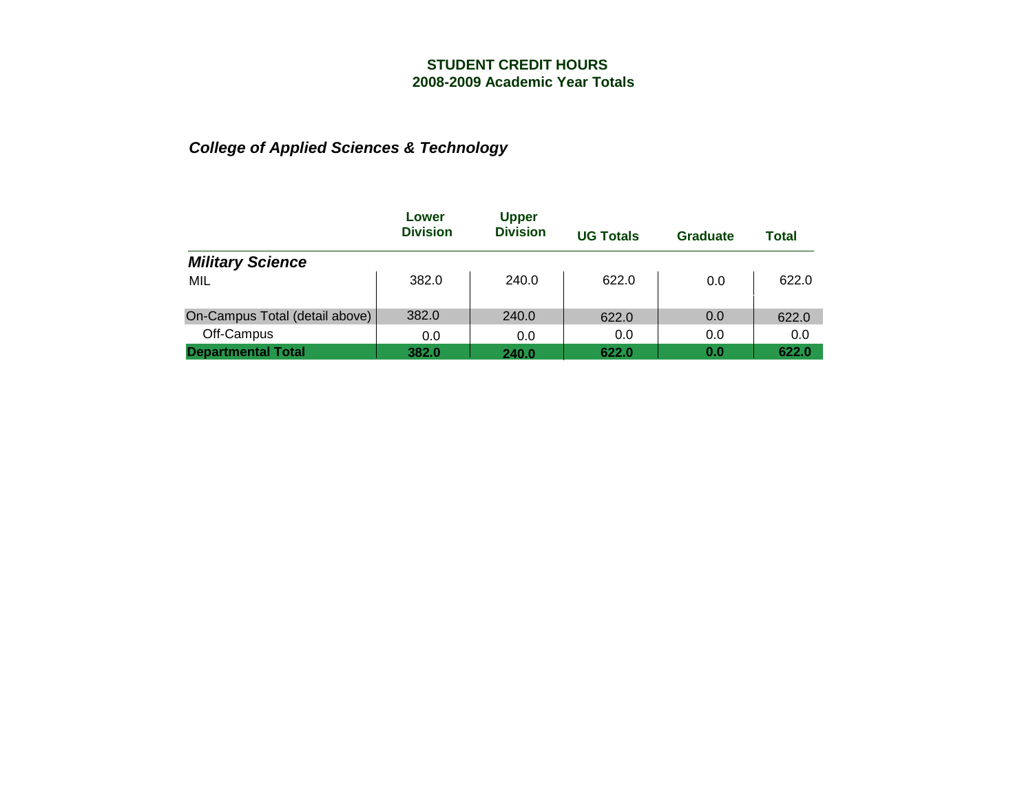# STUDENT CREDIT HOURS
## 2008-2009 Academic Year Totals

### *College of Applied Sciences & Technology*

| | Lower Division | Upper Division | UG Totals | Graduate | Total |
|---|---|---|---|---|---|
| ***Military Science*** | | | | | |
| MIL | 382.0 | 240.0 | 622.0 | 0.0 | 622.0 |
| On-Campus Total (detail above) | 382.0 | 240.0 | 622.0 | 0.0 | 622.0 |
| Off-Campus | 0.0 | 0.0 | 0.0 | 0.0 | 0.0 |
| **Departmental Total** | **382.0** | **240.0** | **622.0** | **0.0** | **622.0** |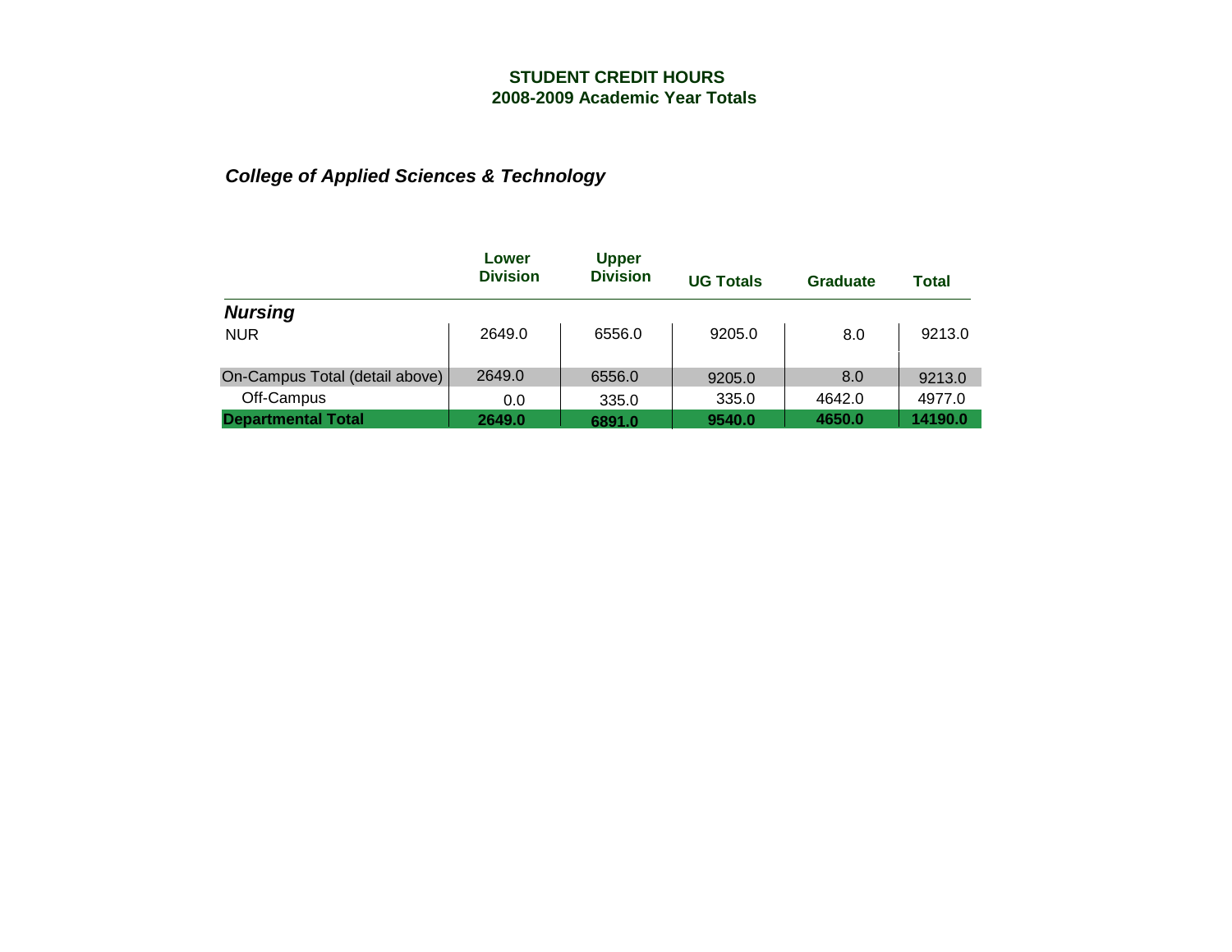**STUDENT CREDIT HOURS**
**2008-2009 Academic Year Totals**

## *College of Applied Sciences & Technology*

| | Lower Division | Upper Division | UG Totals | Graduate | Total |
|---|---|---|---|---|---|
| ***Nursing*** | | | | | |
| NUR | 2649.0 | 6556.0 | 9205.0 | 8.0 | 9213.0 |
| On-Campus Total (detail above) | 2649.0 | 6556.0 | 9205.0 | 8.0 | 9213.0 |
| Off-Campus | 0.0 | 335.0 | 335.0 | 4642.0 | 4977.0 |
| **Departmental Total** | **2649.0** | **6891.0** | **9540.0** | **4650.0** | **14190.0** |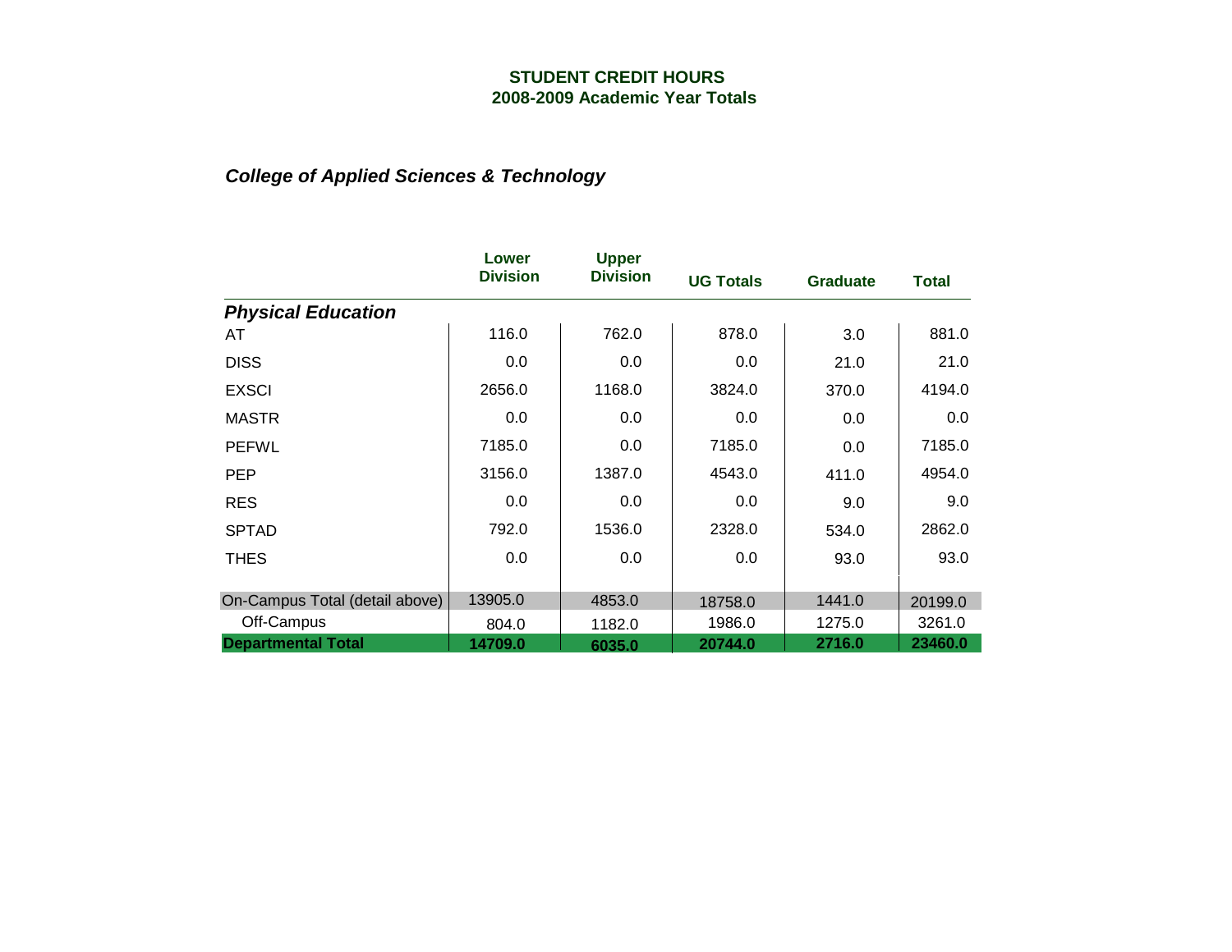**STUDENT CREDIT HOURS**
**2008-2009 Academic Year Totals**

***College of Applied Sciences & Technology***

| | Lower Division | Upper Division | UG Totals | Graduate | Total |
|---|---|---|---|---|---|
| ***Physical Education*** | | | | | |
| AT | 116.0 | 762.0 | 878.0 | 3.0 | 881.0 |
| DISS | 0.0 | 0.0 | 0.0 | 21.0 | 21.0 |
| EXSCI | 2656.0 | 1168.0 | 3824.0 | 370.0 | 4194.0 |
| MASTR | 0.0 | 0.0 | 0.0 | 0.0 | 0.0 |
| PEFWL | 7185.0 | 0.0 | 7185.0 | 0.0 | 7185.0 |
| PEP | 3156.0 | 1387.0 | 4543.0 | 411.0 | 4954.0 |
| RES | 0.0 | 0.0 | 0.0 | 9.0 | 9.0 |
| SPTAD | 792.0 | 1536.0 | 2328.0 | 534.0 | 2862.0 |
| THES | 0.0 | 0.0 | 0.0 | 93.0 | 93.0 |
| On-Campus Total (detail above) | 13905.0 | 4853.0 | 18758.0 | 1441.0 | 20199.0 |
| Off-Campus | 804.0 | 1182.0 | 1986.0 | 1275.0 | 3261.0 |
| **Departmental Total** | **14709.0** | **6035.0** | **20744.0** | **2716.0** | **23460.0** |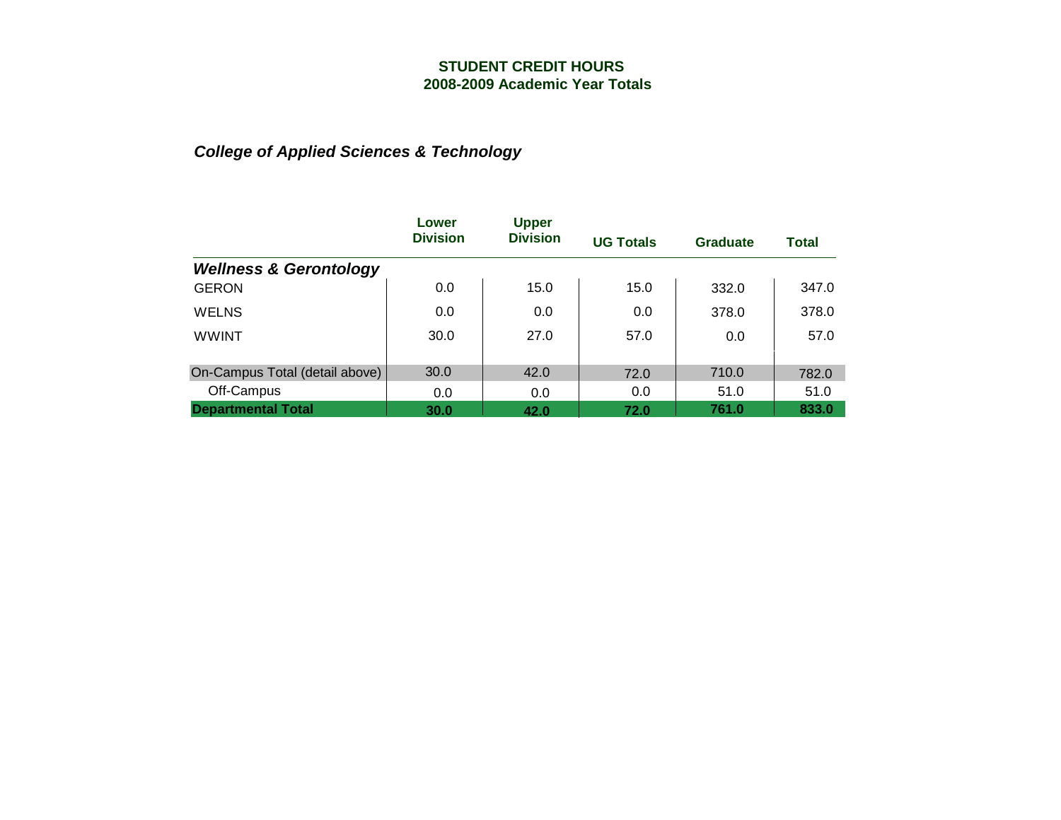**STUDENT CREDIT HOURS**
**2008-2009 Academic Year Totals**

***College of Applied Sciences & Technology***

| | Lower Division | Upper Division | UG Totals | Graduate | Total |
|---|---|---|---|---|---|
| ***Wellness & Gerontology*** | | | | | |
| GERON | 0.0 | 15.0 | 15.0 | 332.0 | 347.0 |
| WELNS | 0.0 | 0.0 | 0.0 | 378.0 | 378.0 |
| WWINT | 30.0 | 27.0 | 57.0 | 0.0 | 57.0 |
| On-Campus Total (detail above) | 30.0 | 42.0 | 72.0 | 710.0 | 782.0 |
| Off-Campus | 0.0 | 0.0 | 0.0 | 51.0 | 51.0 |
| **Departmental Total** | **30.0** | **42.0** | **72.0** | **761.0** | **833.0** |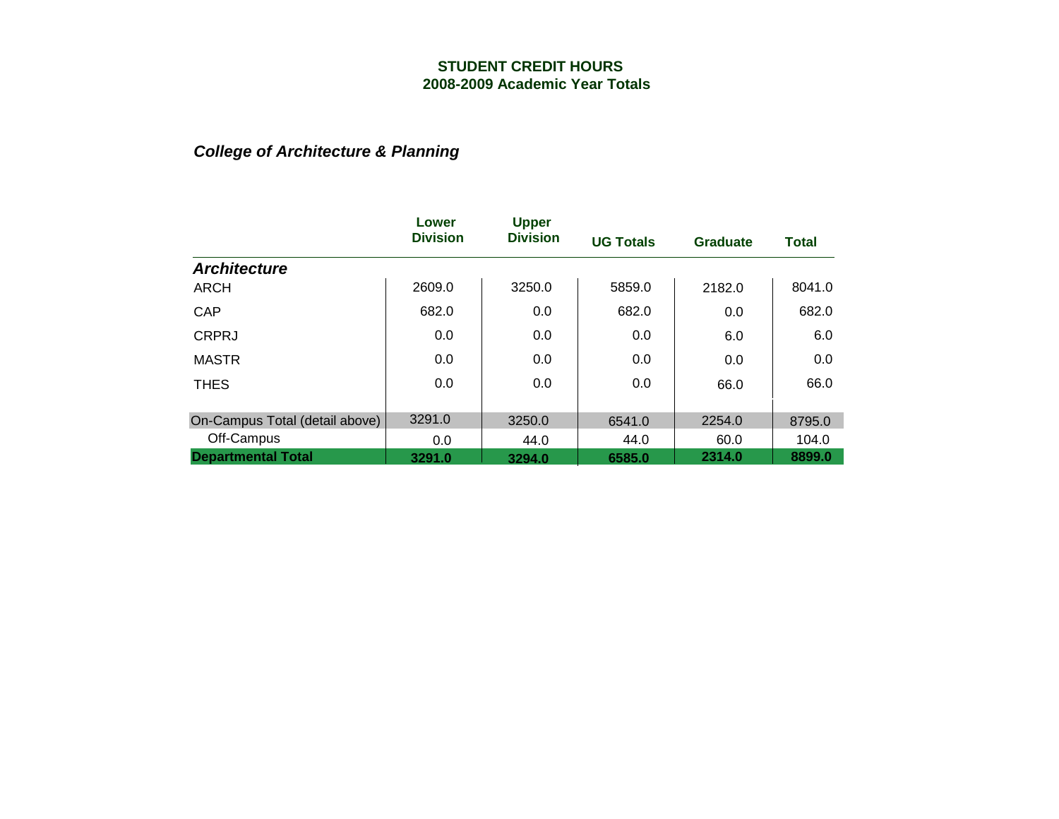# STUDENT CREDIT HOURS
## 2008-2009 Academic Year Totals

### *College of Architecture & Planning*

| | Lower Division | Upper Division | UG Totals | Graduate | Total |
|---|---|---|---|---|---|
| ***Architecture*** | | | | | |
| ARCH | 2609.0 | 3250.0 | 5859.0 | 2182.0 | 8041.0 |
| CAP | 682.0 | 0.0 | 682.0 | 0.0 | 682.0 |
| CRPRJ | 0.0 | 0.0 | 0.0 | 6.0 | 6.0 |
| MASTR | 0.0 | 0.0 | 0.0 | 0.0 | 0.0 |
| THES | 0.0 | 0.0 | 0.0 | 66.0 | 66.0 |
| On-Campus Total (detail above) | 3291.0 | 3250.0 | 6541.0 | 2254.0 | 8795.0 |
| Off-Campus | 0.0 | 44.0 | 44.0 | 60.0 | 104.0 |
| **Departmental Total** | **3291.0** | **3294.0** | **6585.0** | **2314.0** | **8899.0** |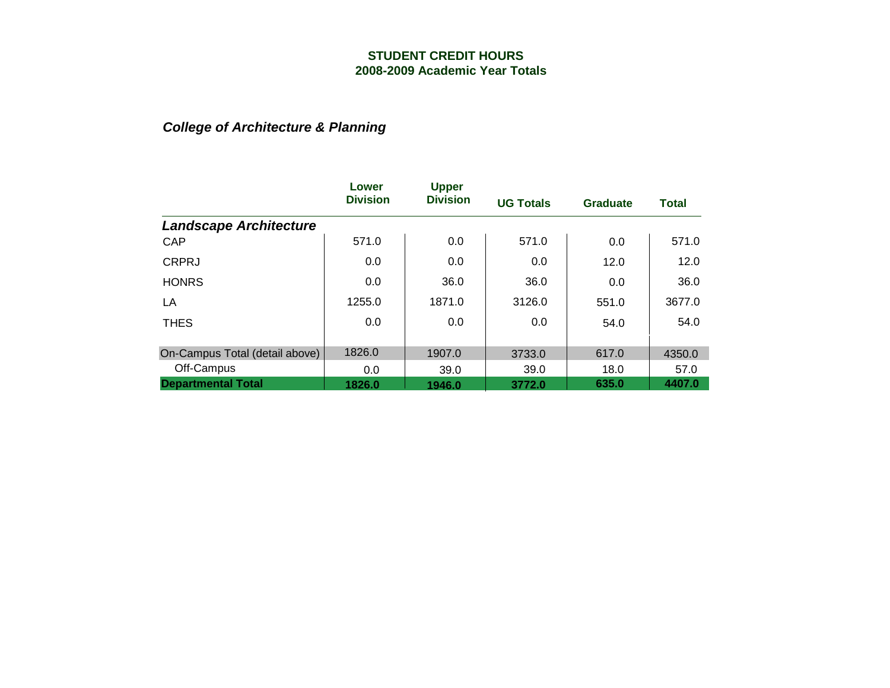# STUDENT CREDIT HOURS
## 2008-2009 Academic Year Totals

### *College of Architecture & Planning*

| | Lower Division | Upper Division | UG Totals | Graduate | Total |
|---|---|---|---|---|---|
| ***Landscape Architecture*** | | | | | |
| CAP | 571.0 | 0.0 | 571.0 | 0.0 | 571.0 |
| CRPRJ | 0.0 | 0.0 | 0.0 | 12.0 | 12.0 |
| HONRS | 0.0 | 36.0 | 36.0 | 0.0 | 36.0 |
| LA | 1255.0 | 1871.0 | 3126.0 | 551.0 | 3677.0 |
| THES | 0.0 | 0.0 | 0.0 | 54.0 | 54.0 |
| On-Campus Total (detail above) | 1826.0 | 1907.0 | 3733.0 | 617.0 | 4350.0 |
| Off-Campus | 0.0 | 39.0 | 39.0 | 18.0 | 57.0 |
| **Departmental Total** | **1826.0** | **1946.0** | **3772.0** | **635.0** | **4407.0** |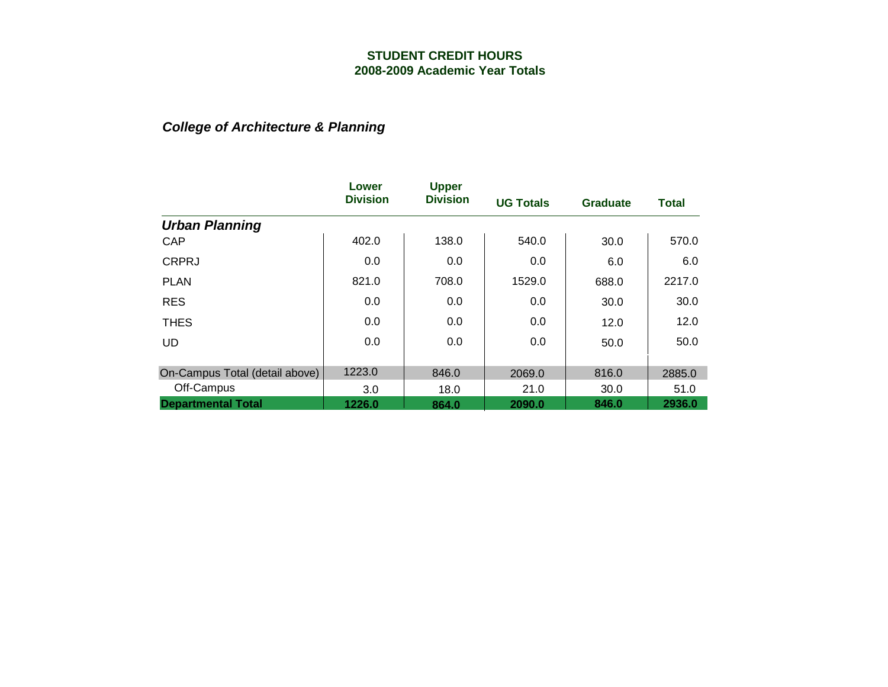## STUDENT CREDIT HOURS
## 2008-2009 Academic Year Totals

### *College of Architecture & Planning*

| | Lower Division | Upper Division | UG Totals | Graduate | Total |
|---|---|---|---|---|---|
| ***Urban Planning*** | | | | | |
| CAP | 402.0 | 138.0 | 540.0 | 30.0 | 570.0 |
| CRPRJ | 0.0 | 0.0 | 0.0 | 6.0 | 6.0 |
| PLAN | 821.0 | 708.0 | 1529.0 | 688.0 | 2217.0 |
| RES | 0.0 | 0.0 | 0.0 | 30.0 | 30.0 |
| THES | 0.0 | 0.0 | 0.0 | 12.0 | 12.0 |
| UD | 0.0 | 0.0 | 0.0 | 50.0 | 50.0 |
| On-Campus Total (detail above) | 1223.0 | 846.0 | 2069.0 | 816.0 | 2885.0 |
| Off-Campus | 3.0 | 18.0 | 21.0 | 30.0 | 51.0 |
| **Departmental Total** | **1226.0** | **864.0** | **2090.0** | **846.0** | **2936.0** |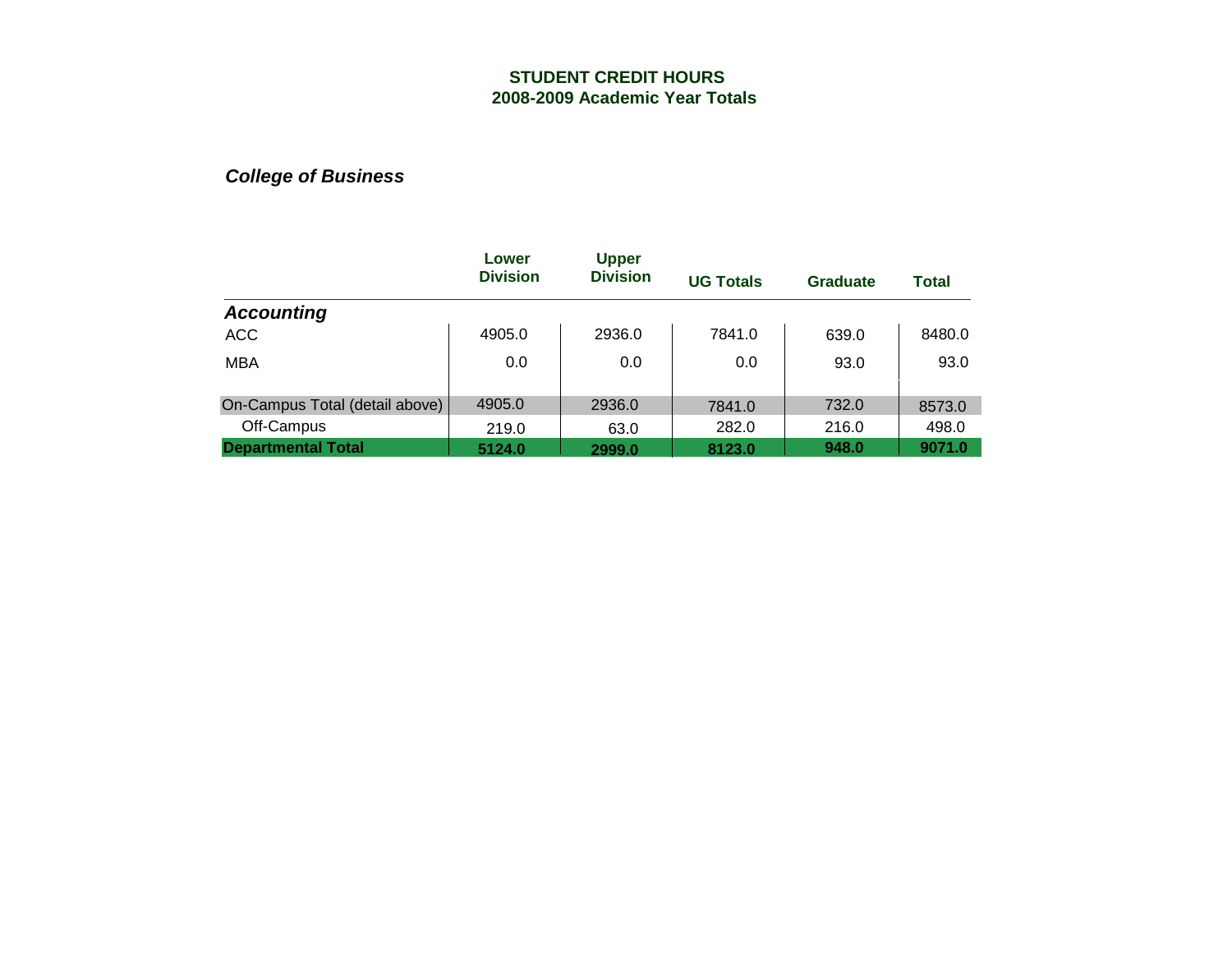# STUDENT CREDIT HOURS
## 2008-2009 Academic Year Totals

### *College of Business*

| | Lower Division | Upper Division | UG Totals | Graduate | Total |
|---|---|---|---|---|---|
| ***Accounting*** | | | | | |
| ACC | 4905.0 | 2936.0 | 7841.0 | 639.0 | 8480.0 |
| MBA | 0.0 | 0.0 | 0.0 | 93.0 | 93.0 |
| On-Campus Total (detail above) | 4905.0 | 2936.0 | 7841.0 | 732.0 | 8573.0 |
| Off-Campus | 219.0 | 63.0 | 282.0 | 216.0 | 498.0 |
| **Departmental Total** | **5124.0** | **2999.0** | **8123.0** | **948.0** | **9071.0** |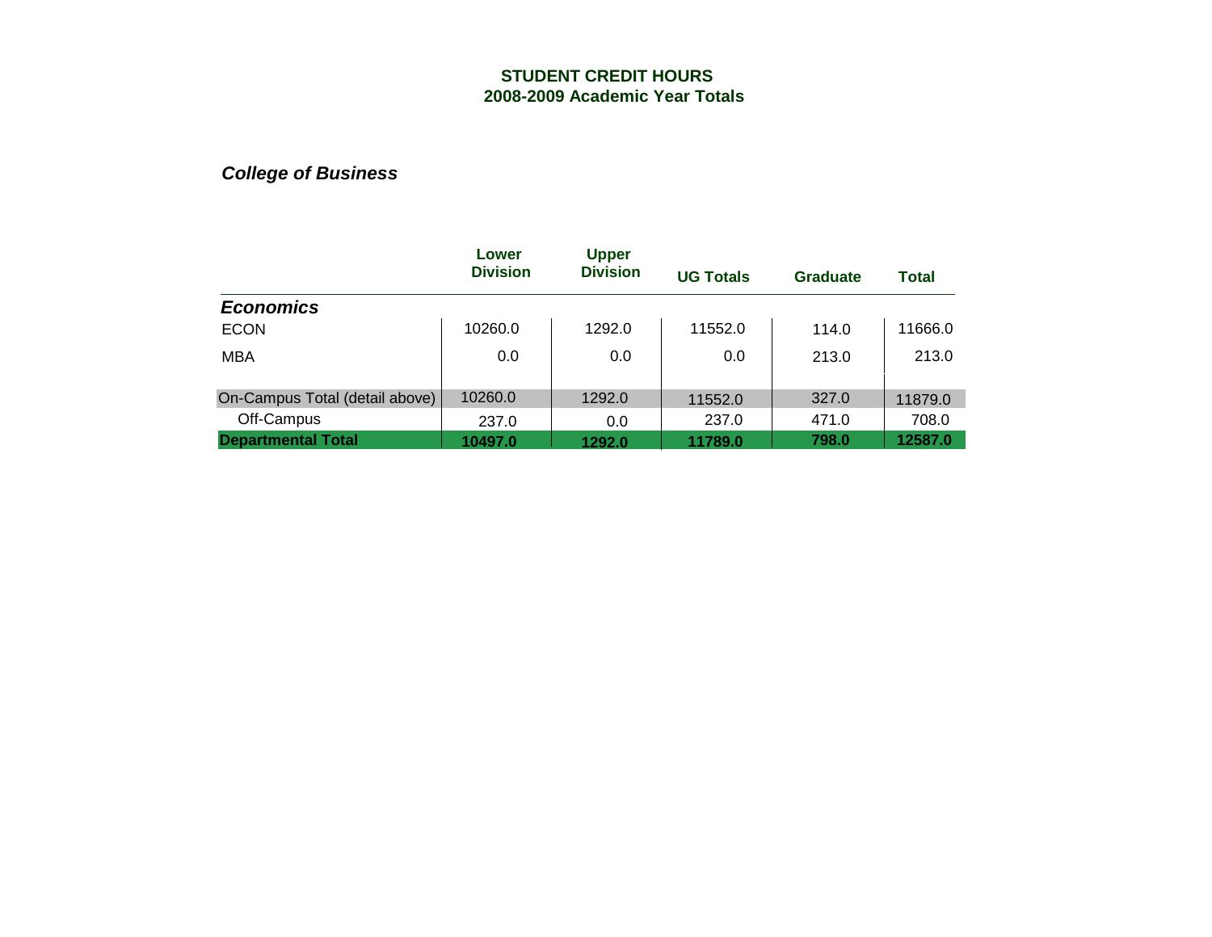# STUDENT CREDIT HOURS
## 2008-2009 Academic Year Totals

### *College of Business*

| | Lower Division | Upper Division | UG Totals | Graduate | Total |
|---|---|---|---|---|---|
| ***Economics*** | | | | | |
| ECON | 10260.0 | 1292.0 | 11552.0 | 114.0 | 11666.0 |
| MBA | 0.0 | 0.0 | 0.0 | 213.0 | 213.0 |
| On-Campus Total (detail above) | 10260.0 | 1292.0 | 11552.0 | 327.0 | 11879.0 |
| Off-Campus | 237.0 | 0.0 | 237.0 | 471.0 | 708.0 |
| **Departmental Total** | **10497.0** | **1292.0** | **11789.0** | **798.0** | **12587.0** |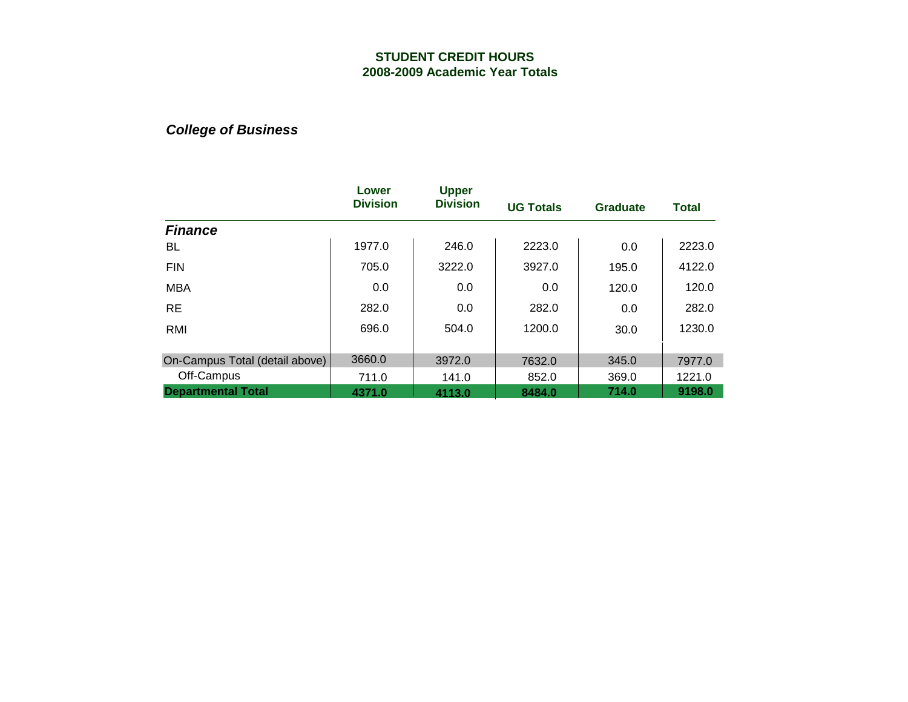**STUDENT CREDIT HOURS**
**2008-2009 Academic Year Totals**

***College of Business***

| | Lower Division | Upper Division | UG Totals | Graduate | Total |
|---|---|---|---|---|---|
| ***Finance*** | | | | | |
| BL | 1977.0 | 246.0 | 2223.0 | 0.0 | 2223.0 |
| FIN | 705.0 | 3222.0 | 3927.0 | 195.0 | 4122.0 |
| MBA | 0.0 | 0.0 | 0.0 | 120.0 | 120.0 |
| RE | 282.0 | 0.0 | 282.0 | 0.0 | 282.0 |
| RMI | 696.0 | 504.0 | 1200.0 | 30.0 | 1230.0 |
| On-Campus Total (detail above) | 3660.0 | 3972.0 | 7632.0 | 345.0 | 7977.0 |
| Off-Campus | 711.0 | 141.0 | 852.0 | 369.0 | 1221.0 |
| **Departmental Total** | **4371.0** | **4113.0** | **8484.0** | **714.0** | **9198.0** |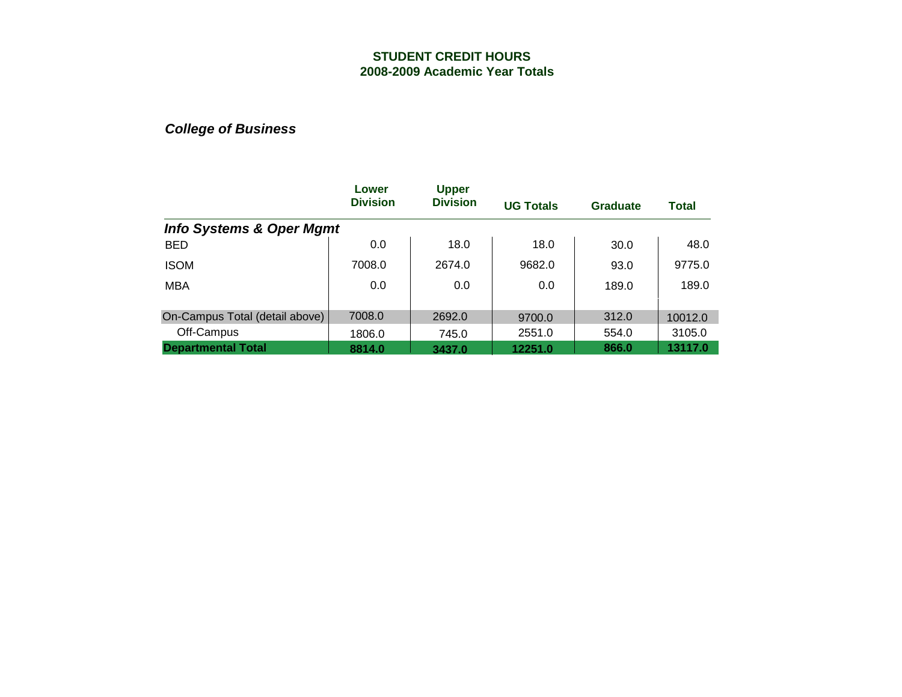# STUDENT CREDIT HOURS
## 2008-2009 Academic Year Totals

### *College of Business*

| | Lower Division | Upper Division | UG Totals | Graduate | Total |
|---|---|---|---|---|---|
| ***Info Systems & Oper Mgmt*** | | | | | |
| BED | 0.0 | 18.0 | 18.0 | 30.0 | 48.0 |
| ISOM | 7008.0 | 2674.0 | 9682.0 | 93.0 | 9775.0 |
| MBA | 0.0 | 0.0 | 0.0 | 189.0 | 189.0 |
| On-Campus Total (detail above) | 7008.0 | 2692.0 | 9700.0 | 312.0 | 10012.0 |
| Off-Campus | 1806.0 | 745.0 | 2551.0 | 554.0 | 3105.0 |
| **Departmental Total** | **8814.0** | **3437.0** | **12251.0** | **866.0** | **13117.0** |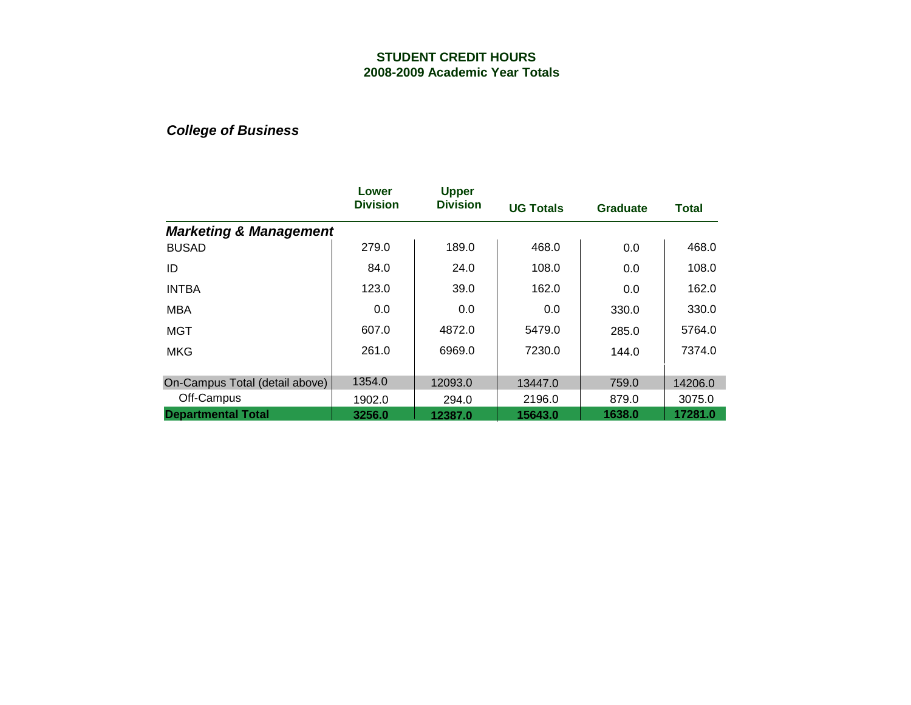**STUDENT CREDIT HOURS**
**2008-2009 Academic Year Totals**

***College of Business***

| | Lower Division | Upper Division | UG Totals | Graduate | Total |
|---|---|---|---|---|---|
| ***Marketing & Management*** | | | | | |
| BUSAD | 279.0 | 189.0 | 468.0 | 0.0 | 468.0 |
| ID | 84.0 | 24.0 | 108.0 | 0.0 | 108.0 |
| INTBA | 123.0 | 39.0 | 162.0 | 0.0 | 162.0 |
| MBA | 0.0 | 0.0 | 0.0 | 330.0 | 330.0 |
| MGT | 607.0 | 4872.0 | 5479.0 | 285.0 | 5764.0 |
| MKG | 261.0 | 6969.0 | 7230.0 | 144.0 | 7374.0 |
| On-Campus Total (detail above) | 1354.0 | 12093.0 | 13447.0 | 759.0 | 14206.0 |
| Off-Campus | 1902.0 | 294.0 | 2196.0 | 879.0 | 3075.0 |
| **Departmental Total** | **3256.0** | **12387.0** | **15643.0** | **1638.0** | **17281.0** |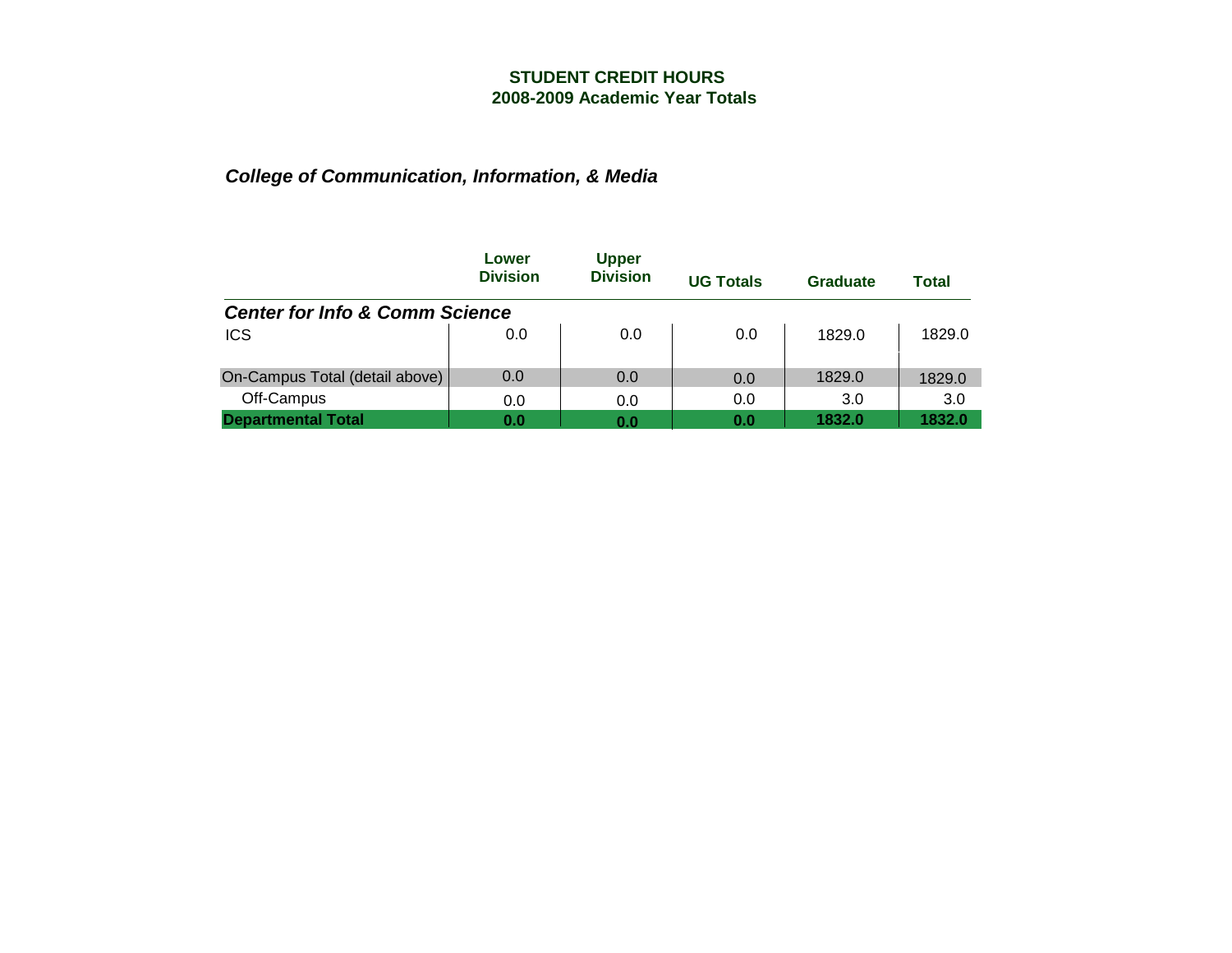**STUDENT CREDIT HOURS**
**2008-2009 Academic Year Totals**

***College of Communication, Information, & Media***

| | Lower Division | Upper Division | UG Totals | Graduate | Total |
|---|---|---|---|---|---|
| ***Center for Info & Comm Science*** | | | | | |
| ICS | 0.0 | 0.0 | 0.0 | 1829.0 | 1829.0 |
| On-Campus Total (detail above) | 0.0 | 0.0 | 0.0 | 1829.0 | 1829.0 |
| Off-Campus | 0.0 | 0.0 | 0.0 | 3.0 | 3.0 |
| **Departmental Total** | **0.0** | **0.0** | **0.0** | **1832.0** | **1832.0** |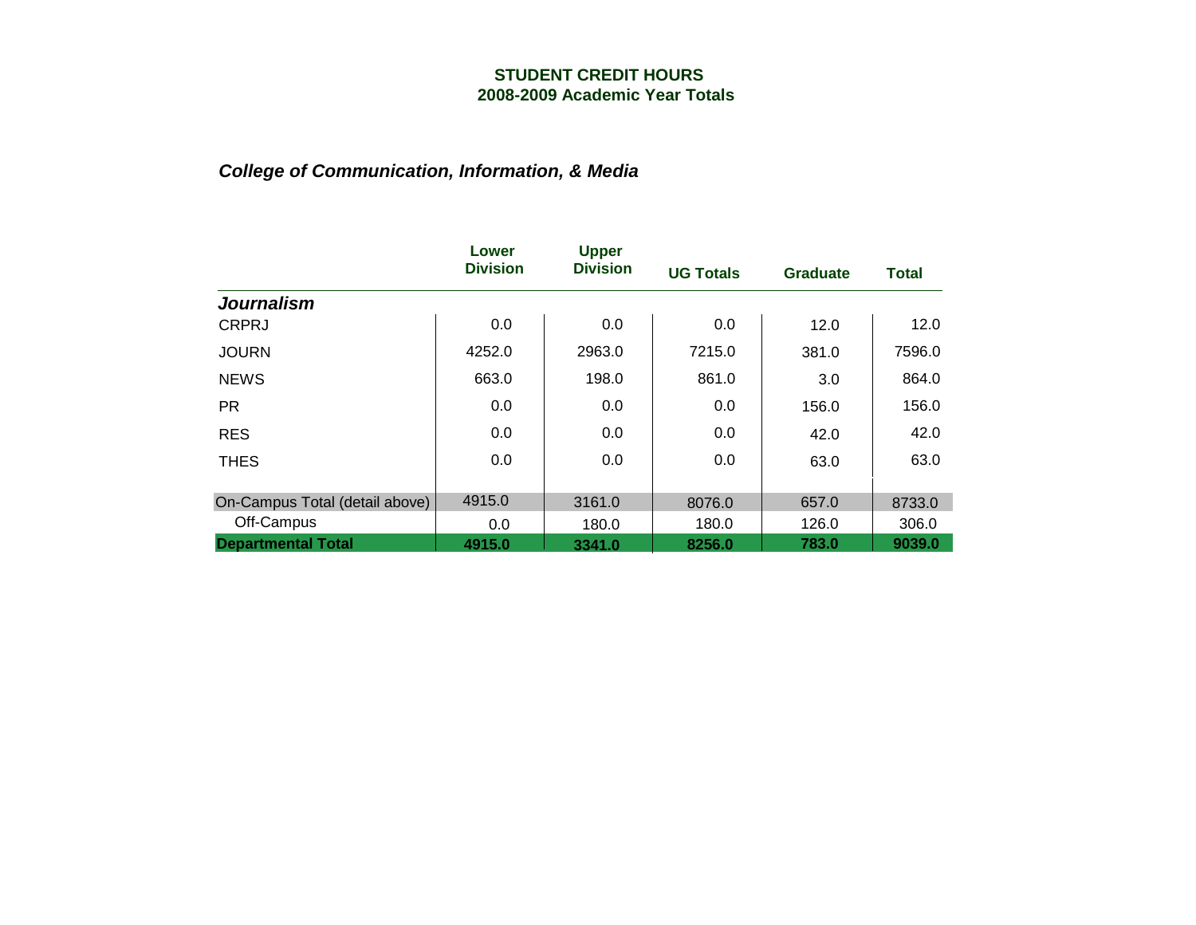**STUDENT CREDIT HOURS**
**2008-2009 Academic Year Totals**

## *College of Communication, Information, & Media*

| | Lower Division | Upper Division | UG Totals | Graduate | Total |
|---|---|---|---|---|---|
| ***Journalism*** | | | | | |
| CRPRJ | 0.0 | 0.0 | 0.0 | 12.0 | 12.0 |
| JOURN | 4252.0 | 2963.0 | 7215.0 | 381.0 | 7596.0 |
| NEWS | 663.0 | 198.0 | 861.0 | 3.0 | 864.0 |
| PR | 0.0 | 0.0 | 0.0 | 156.0 | 156.0 |
| RES | 0.0 | 0.0 | 0.0 | 42.0 | 42.0 |
| THES | 0.0 | 0.0 | 0.0 | 63.0 | 63.0 |
| On-Campus Total (detail above) | 4915.0 | 3161.0 | 8076.0 | 657.0 | 8733.0 |
| Off-Campus | 0.0 | 180.0 | 180.0 | 126.0 | 306.0 |
| **Departmental Total** | **4915.0** | **3341.0** | **8256.0** | **783.0** | **9039.0** |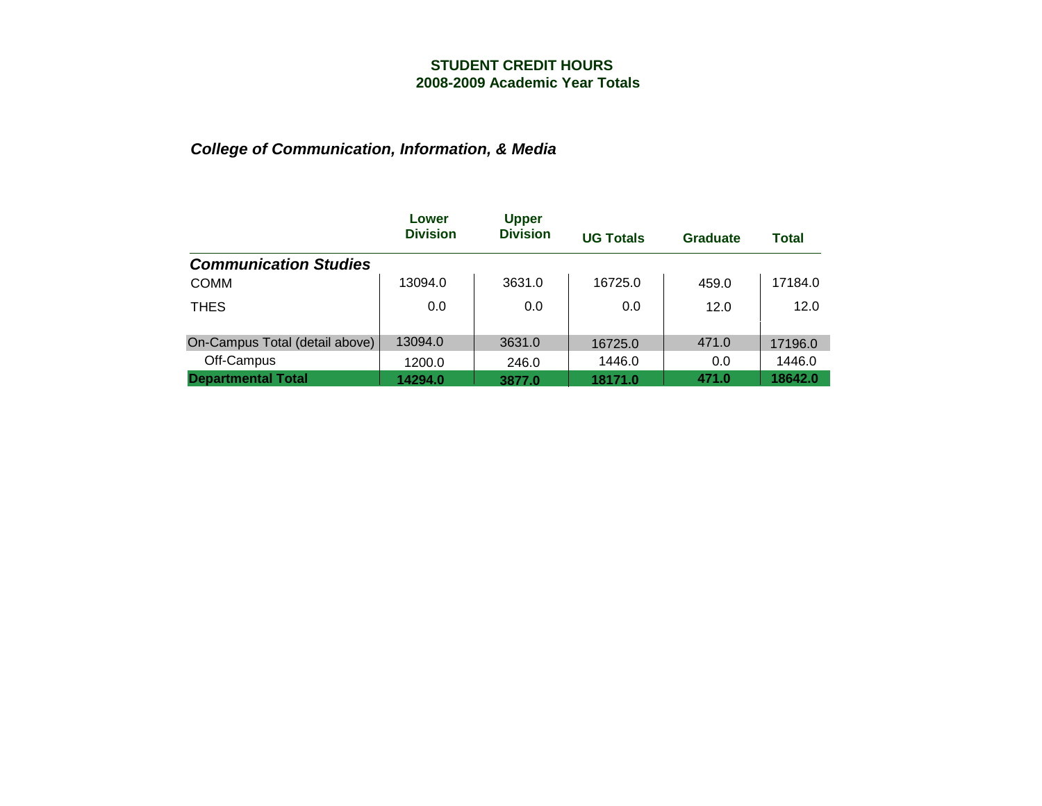**STUDENT CREDIT HOURS**
**2008-2009 Academic Year Totals**

***College of Communication, Information, & Media***

| | Lower Division | Upper Division | UG Totals | Graduate | Total |
|---|---|---|---|---|---|
| ***Communication Studies*** | | | | | |
| COMM | 13094.0 | 3631.0 | 16725.0 | 459.0 | 17184.0 |
| THES | 0.0 | 0.0 | 0.0 | 12.0 | 12.0 |
| On-Campus Total (detail above) | 13094.0 | 3631.0 | 16725.0 | 471.0 | 17196.0 |
| Off-Campus | 1200.0 | 246.0 | 1446.0 | 0.0 | 1446.0 |
| **Departmental Total** | **14294.0** | **3877.0** | **18171.0** | **471.0** | **18642.0** |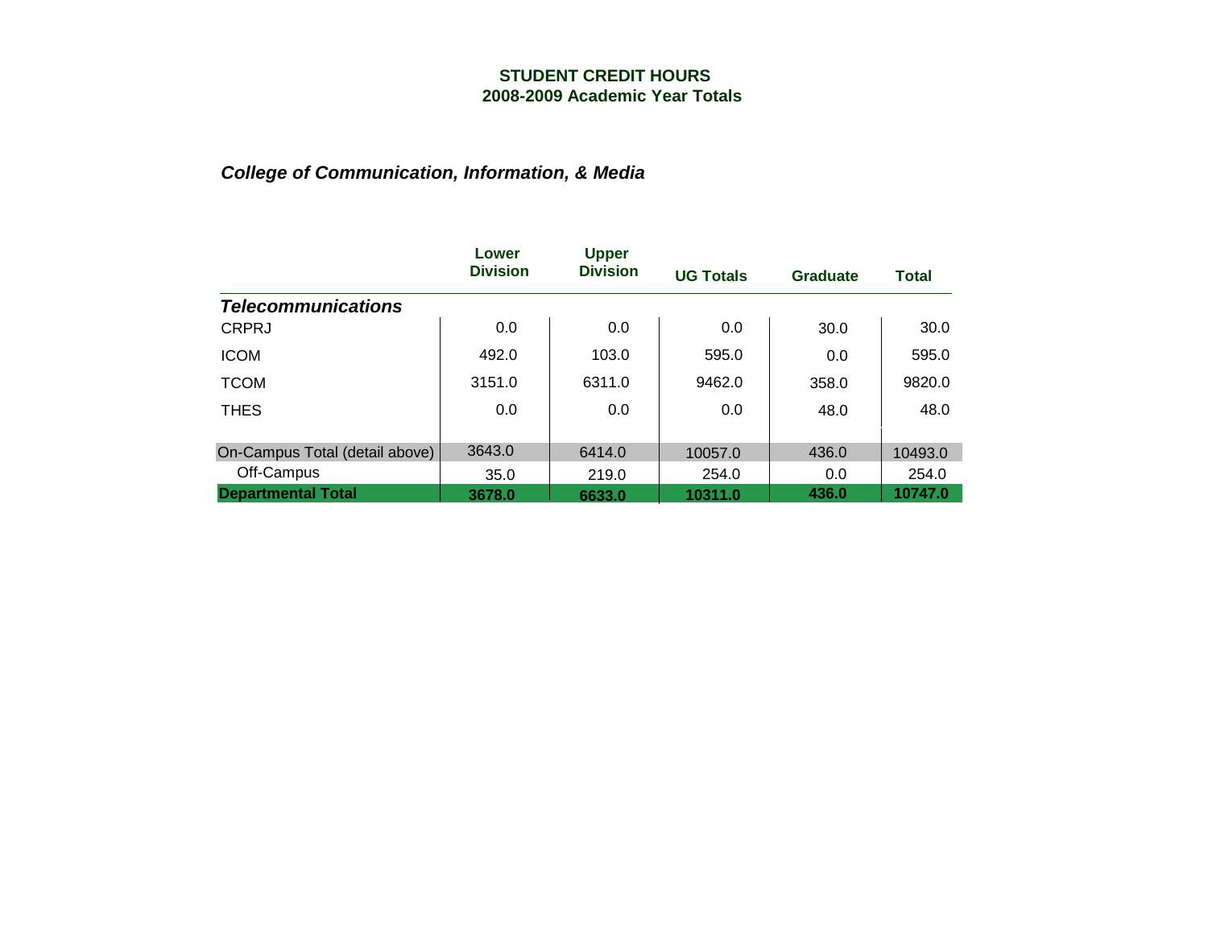## STUDENT CREDIT HOURS
## 2008-2009 Academic Year Totals

### *College of Communication, Information, & Media*

| | Lower Division | Upper Division | UG Totals | Graduate | Total |
|---|---|---|---|---|---|
| ***Telecommunications*** | | | | | |
| CRPRJ | 0.0 | 0.0 | 0.0 | 30.0 | 30.0 |
| ICOM | 492.0 | 103.0 | 595.0 | 0.0 | 595.0 |
| TCOM | 3151.0 | 6311.0 | 9462.0 | 358.0 | 9820.0 |
| THES | 0.0 | 0.0 | 0.0 | 48.0 | 48.0 |
| On-Campus Total (detail above) | 3643.0 | 6414.0 | 10057.0 | 436.0 | 10493.0 |
| Off-Campus | 35.0 | 219.0 | 254.0 | 0.0 | 254.0 |
| **Departmental Total** | **3678.0** | **6633.0** | **10311.0** | **436.0** | **10747.0** |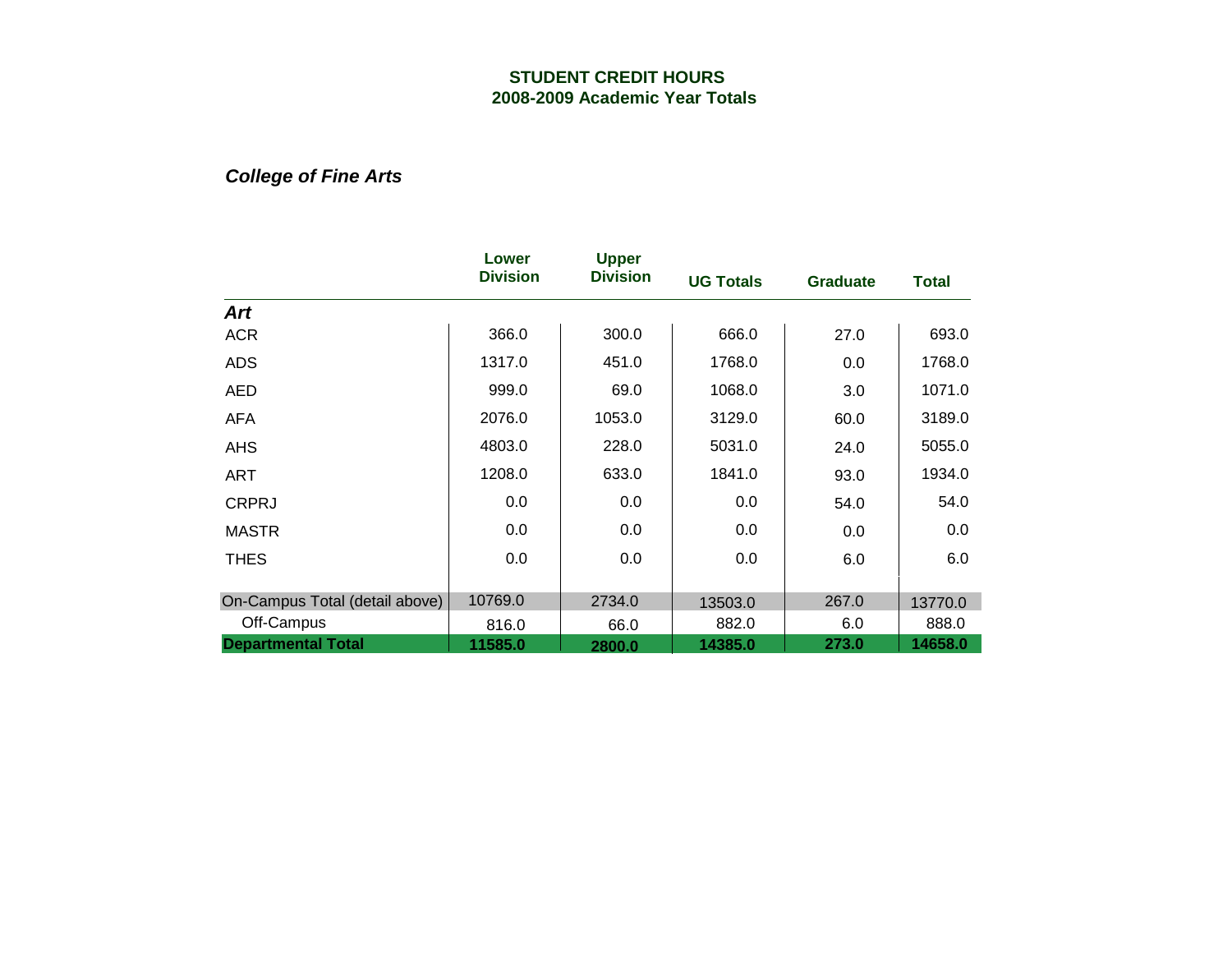**STUDENT CREDIT HOURS**
**2008-2009 Academic Year Totals**

### *College of Fine Arts*

| | Lower Division | Upper Division | UG Totals | Graduate | Total |
|---|---|---|---|---|---|
| ***Art*** | | | | | |
| ACR | 366.0 | 300.0 | 666.0 | 27.0 | 693.0 |
| ADS | 1317.0 | 451.0 | 1768.0 | 0.0 | 1768.0 |
| AED | 999.0 | 69.0 | 1068.0 | 3.0 | 1071.0 |
| AFA | 2076.0 | 1053.0 | 3129.0 | 60.0 | 3189.0 |
| AHS | 4803.0 | 228.0 | 5031.0 | 24.0 | 5055.0 |
| ART | 1208.0 | 633.0 | 1841.0 | 93.0 | 1934.0 |
| CRPRJ | 0.0 | 0.0 | 0.0 | 54.0 | 54.0 |
| MASTR | 0.0 | 0.0 | 0.0 | 0.0 | 0.0 |
| THES | 0.0 | 0.0 | 0.0 | 6.0 | 6.0 |
| On-Campus Total (detail above) | 10769.0 | 2734.0 | 13503.0 | 267.0 | 13770.0 |
| Off-Campus | 816.0 | 66.0 | 882.0 | 6.0 | 888.0 |
| **Departmental Total** | **11585.0** | **2800.0** | **14385.0** | **273.0** | **14658.0** |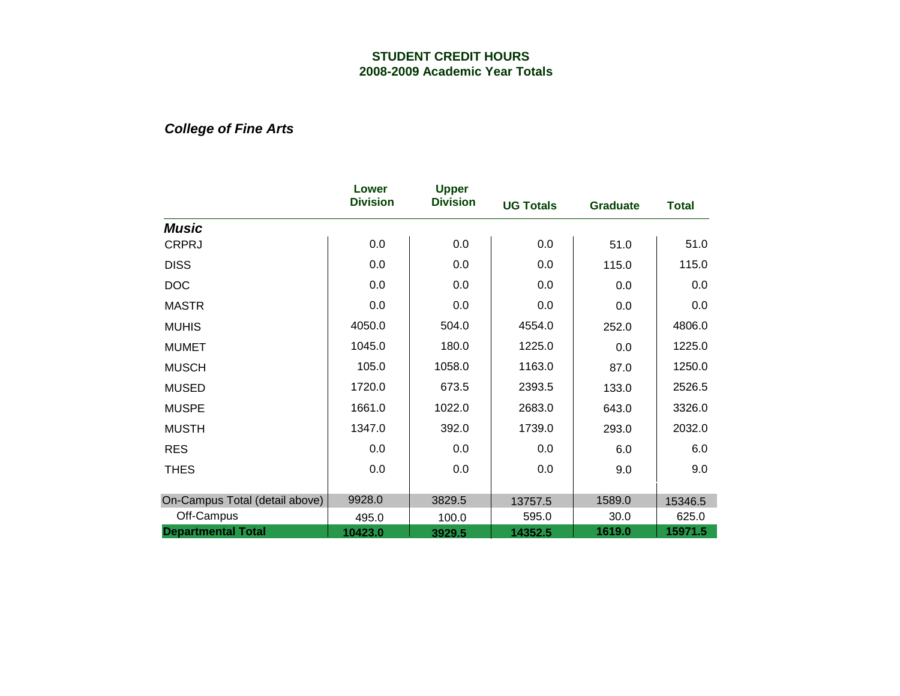## STUDENT CREDIT HOURS
## 2008-2009 Academic Year Totals

### *College of Fine Arts*

| | Lower Division | Upper Division | UG Totals | Graduate | Total |
|---|---|---|---|---|---|
| ***Music*** | | | | | |
| CRPRJ | 0.0 | 0.0 | 0.0 | 51.0 | 51.0 |
| DISS | 0.0 | 0.0 | 0.0 | 115.0 | 115.0 |
| DOC | 0.0 | 0.0 | 0.0 | 0.0 | 0.0 |
| MASTR | 0.0 | 0.0 | 0.0 | 0.0 | 0.0 |
| MUHIS | 4050.0 | 504.0 | 4554.0 | 252.0 | 4806.0 |
| MUMET | 1045.0 | 180.0 | 1225.0 | 0.0 | 1225.0 |
| MUSCH | 105.0 | 1058.0 | 1163.0 | 87.0 | 1250.0 |
| MUSED | 1720.0 | 673.5 | 2393.5 | 133.0 | 2526.5 |
| MUSPE | 1661.0 | 1022.0 | 2683.0 | 643.0 | 3326.0 |
| MUSTH | 1347.0 | 392.0 | 1739.0 | 293.0 | 2032.0 |
| RES | 0.0 | 0.0 | 0.0 | 6.0 | 6.0 |
| THES | 0.0 | 0.0 | 0.0 | 9.0 | 9.0 |
| On-Campus Total (detail above) | 9928.0 | 3829.5 | 13757.5 | 1589.0 | 15346.5 |
| Off-Campus | 495.0 | 100.0 | 595.0 | 30.0 | 625.0 |
| **Departmental Total** | **10423.0** | **3929.5** | **14352.5** | **1619.0** | **15971.5** |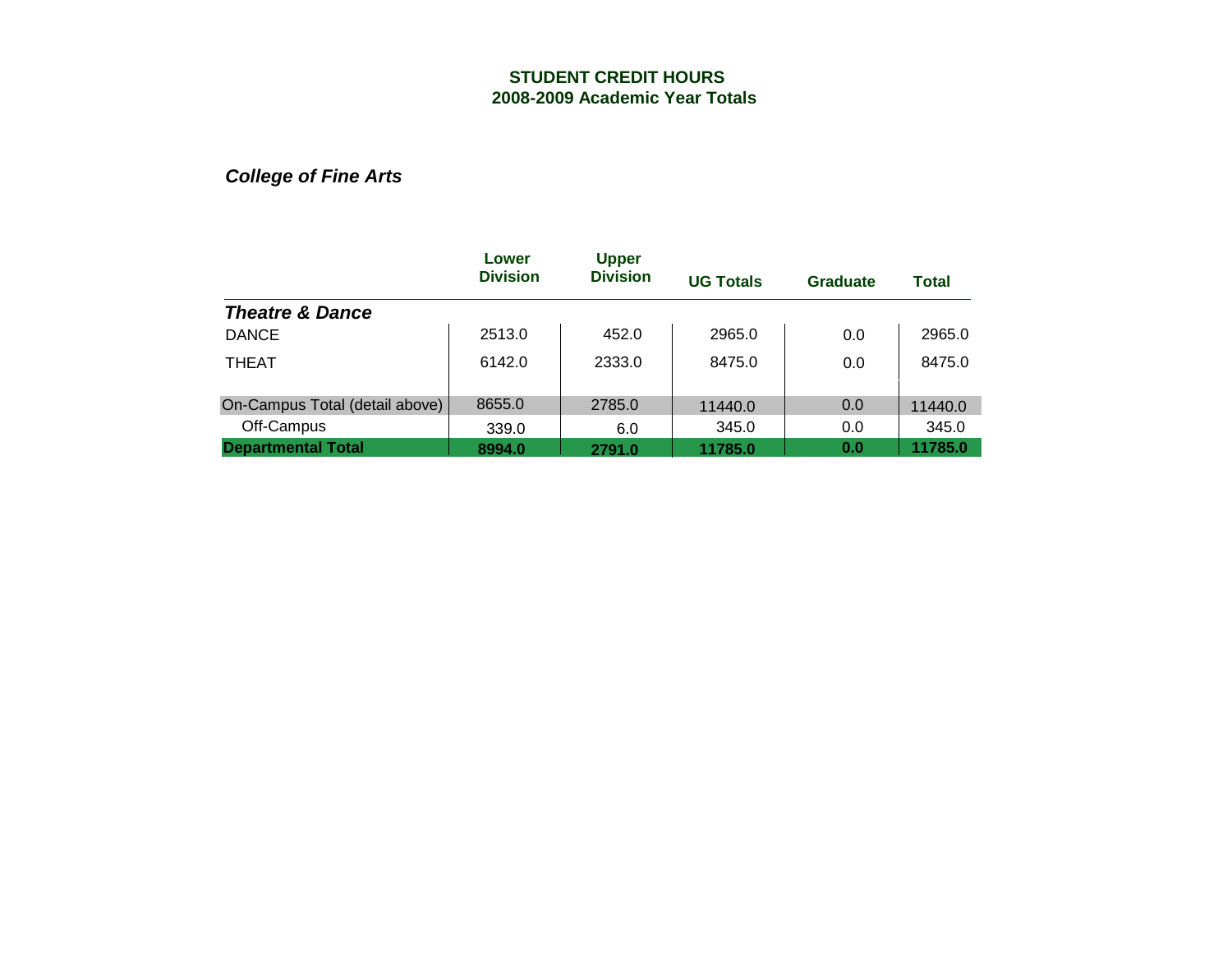# STUDENT CREDIT HOURS
## 2008-2009 Academic Year Totals

***College of Fine Arts***

| | Lower Division | Upper Division | UG Totals | Graduate | Total |
|---|---|---|---|---|---|
| ***Theatre & Dance*** | | | | | |
| DANCE | 2513.0 | 452.0 | 2965.0 | 0.0 | 2965.0 |
| THEAT | 6142.0 | 2333.0 | 8475.0 | 0.0 | 8475.0 |
| On-Campus Total (detail above) | 8655.0 | 2785.0 | 11440.0 | 0.0 | 11440.0 |
| Off-Campus | 339.0 | 6.0 | 345.0 | 0.0 | 345.0 |
| **Departmental Total** | **8994.0** | **2791.0** | **11785.0** | **0.0** | **11785.0** |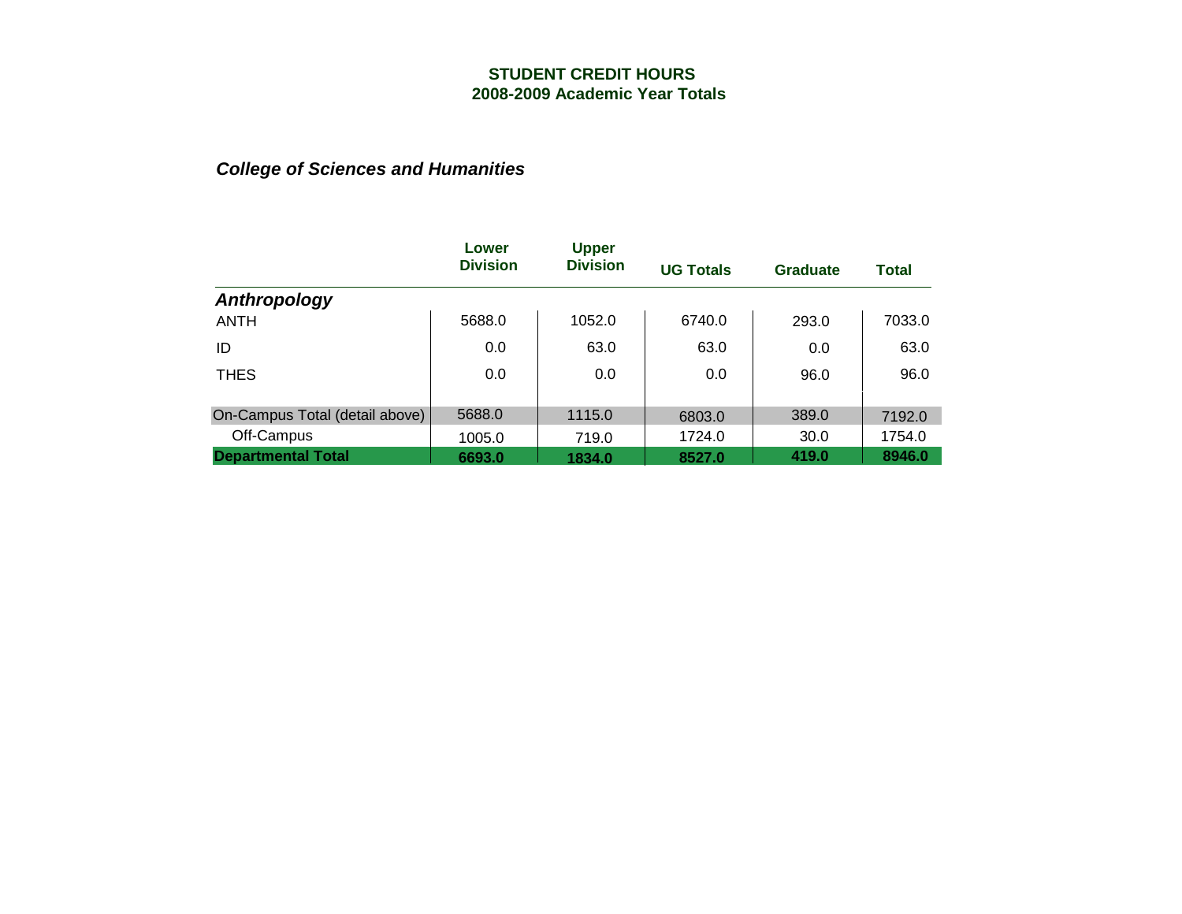# STUDENT CREDIT HOURS
## 2008-2009 Academic Year Totals

### *College of Sciences and Humanities*

| | Lower Division | Upper Division | UG Totals | Graduate | Total |
|---|---|---|---|---|---|
| ***Anthropology*** | | | | | |
| ANTH | 5688.0 | 1052.0 | 6740.0 | 293.0 | 7033.0 |
| ID | 0.0 | 63.0 | 63.0 | 0.0 | 63.0 |
| THES | 0.0 | 0.0 | 0.0 | 96.0 | 96.0 |
| On-Campus Total (detail above) | 5688.0 | 1115.0 | 6803.0 | 389.0 | 7192.0 |
| Off-Campus | 1005.0 | 719.0 | 1724.0 | 30.0 | 1754.0 |
| **Departmental Total** | **6693.0** | **1834.0** | **8527.0** | **419.0** | **8946.0** |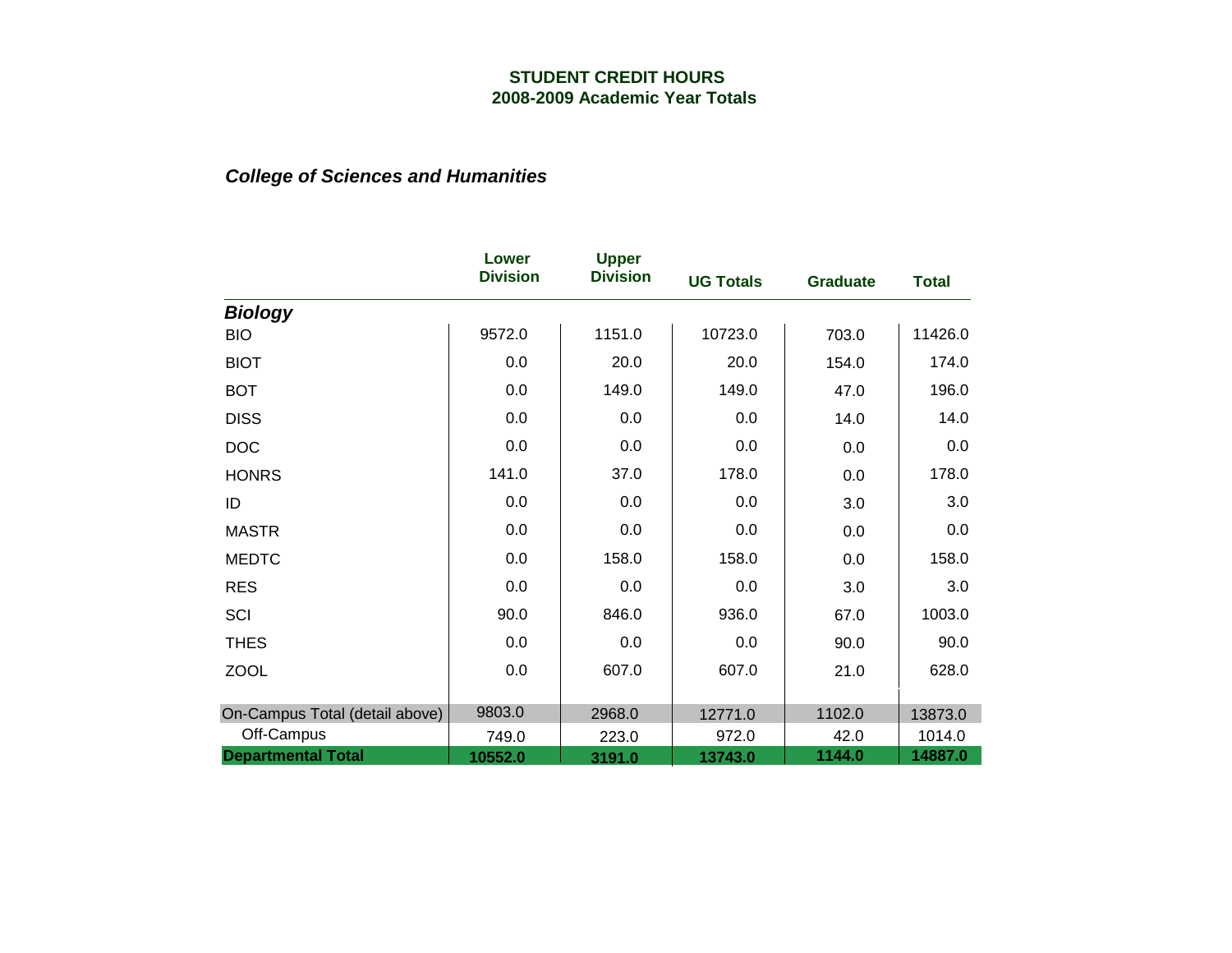# STUDENT CREDIT HOURS
## 2008-2009 Academic Year Totals

### *College of Sciences and Humanities*

| | Lower Division | Upper Division | UG Totals | Graduate | Total |
|---|---|---|---|---|---|
| ***Biology*** | | | | | |
| BIO | 9572.0 | 1151.0 | 10723.0 | 703.0 | 11426.0 |
| BIOT | 0.0 | 20.0 | 20.0 | 154.0 | 174.0 |
| BOT | 0.0 | 149.0 | 149.0 | 47.0 | 196.0 |
| DISS | 0.0 | 0.0 | 0.0 | 14.0 | 14.0 |
| DOC | 0.0 | 0.0 | 0.0 | 0.0 | 0.0 |
| HONRS | 141.0 | 37.0 | 178.0 | 0.0 | 178.0 |
| ID | 0.0 | 0.0 | 0.0 | 3.0 | 3.0 |
| MASTR | 0.0 | 0.0 | 0.0 | 0.0 | 0.0 |
| MEDTC | 0.0 | 158.0 | 158.0 | 0.0 | 158.0 |
| RES | 0.0 | 0.0 | 0.0 | 3.0 | 3.0 |
| SCI | 90.0 | 846.0 | 936.0 | 67.0 | 1003.0 |
| THES | 0.0 | 0.0 | 0.0 | 90.0 | 90.0 |
| ZOOL | 0.0 | 607.0 | 607.0 | 21.0 | 628.0 |
| On-Campus Total (detail above) | 9803.0 | 2968.0 | 12771.0 | 1102.0 | 13873.0 |
| Off-Campus | 749.0 | 223.0 | 972.0 | 42.0 | 1014.0 |
| **Departmental Total** | **10552.0** | **3191.0** | **13743.0** | **1144.0** | **14887.0** |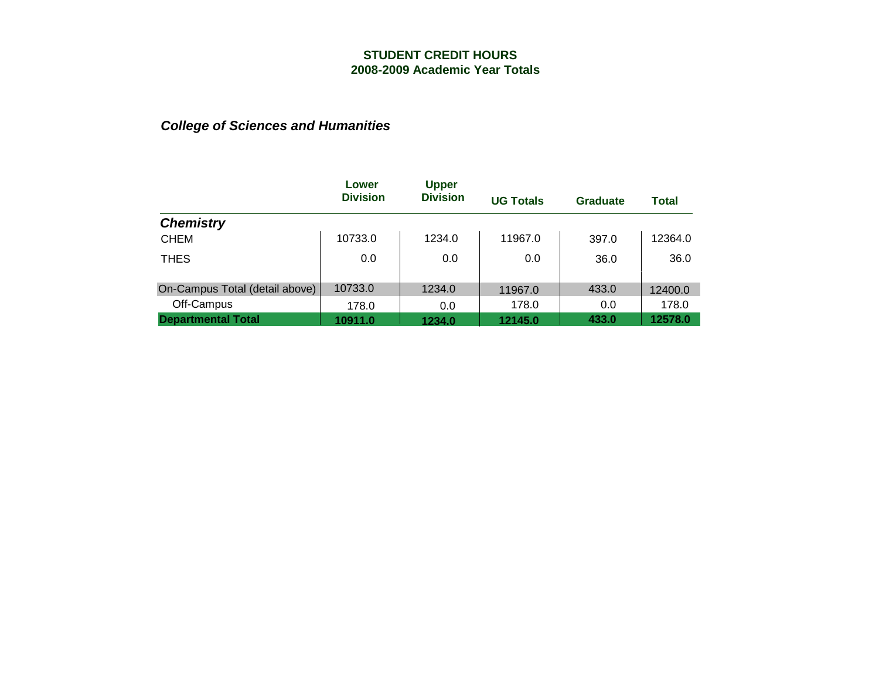**STUDENT CREDIT HOURS**
**2008-2009 Academic Year Totals**

***College of Sciences and Humanities***

| | Lower Division | Upper Division | UG Totals | Graduate | Total |
|---|---|---|---|---|---|
| ***Chemistry*** | | | | | |
| CHEM | 10733.0 | 1234.0 | 11967.0 | 397.0 | 12364.0 |
| THES | 0.0 | 0.0 | 0.0 | 36.0 | 36.0 |
| On-Campus Total (detail above) | 10733.0 | 1234.0 | 11967.0 | 433.0 | 12400.0 |
| Off-Campus | 178.0 | 0.0 | 178.0 | 0.0 | 178.0 |
| **Departmental Total** | **10911.0** | **1234.0** | **12145.0** | **433.0** | **12578.0** |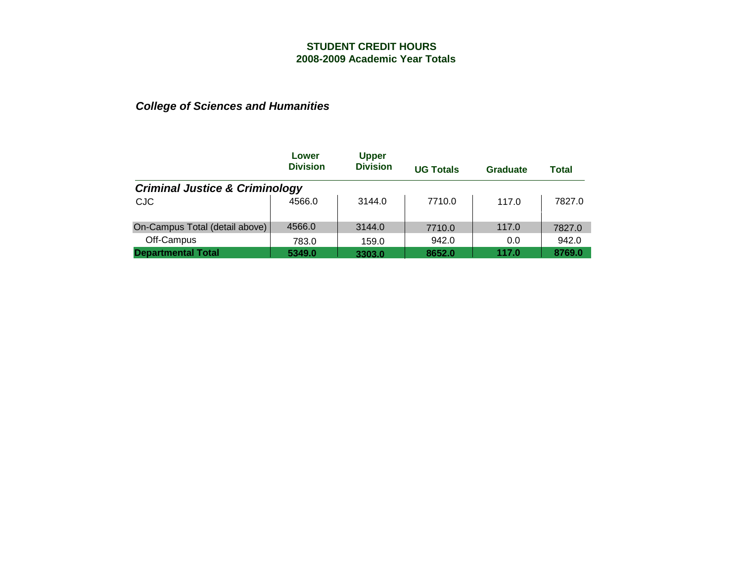**STUDENT CREDIT HOURS**
**2008-2009 Academic Year Totals**

***College of Sciences and Humanities***

| | Lower Division | Upper Division | UG Totals | Graduate | Total |
|---|---|---|---|---|---|
| ***Criminal Justice & Criminology*** | | | | | |
| CJC | 4566.0 | 3144.0 | 7710.0 | 117.0 | 7827.0 |
| On-Campus Total (detail above) | 4566.0 | 3144.0 | 7710.0 | 117.0 | 7827.0 |
| Off-Campus | 783.0 | 159.0 | 942.0 | 0.0 | 942.0 |
| **Departmental Total** | **5349.0** | **3303.0** | **8652.0** | **117.0** | **8769.0** |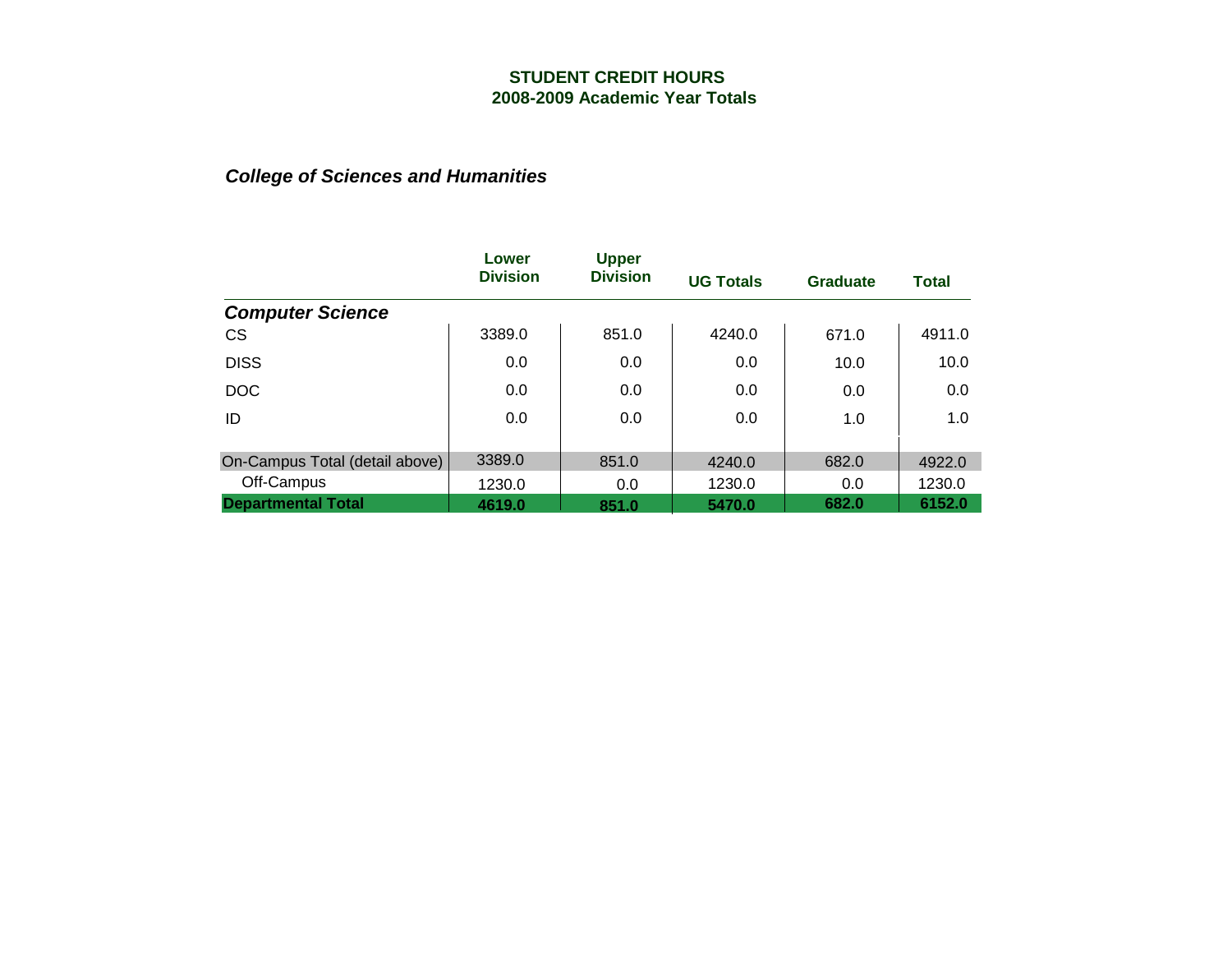**STUDENT CREDIT HOURS**
**2008-2009 Academic Year Totals**

***College of Sciences and Humanities***

| | Lower Division | Upper Division | UG Totals | Graduate | Total |
|---|---|---|---|---|---|
| ***Computer Science*** | | | | | |
| CS | 3389.0 | 851.0 | 4240.0 | 671.0 | 4911.0 |
| DISS | 0.0 | 0.0 | 0.0 | 10.0 | 10.0 |
| DOC | 0.0 | 0.0 | 0.0 | 0.0 | 0.0 |
| ID | 0.0 | 0.0 | 0.0 | 1.0 | 1.0 |
| On-Campus Total (detail above) | 3389.0 | 851.0 | 4240.0 | 682.0 | 4922.0 |
| Off-Campus | 1230.0 | 0.0 | 1230.0 | 0.0 | 1230.0 |
| **Departmental Total** | **4619.0** | **851.0** | **5470.0** | **682.0** | **6152.0** |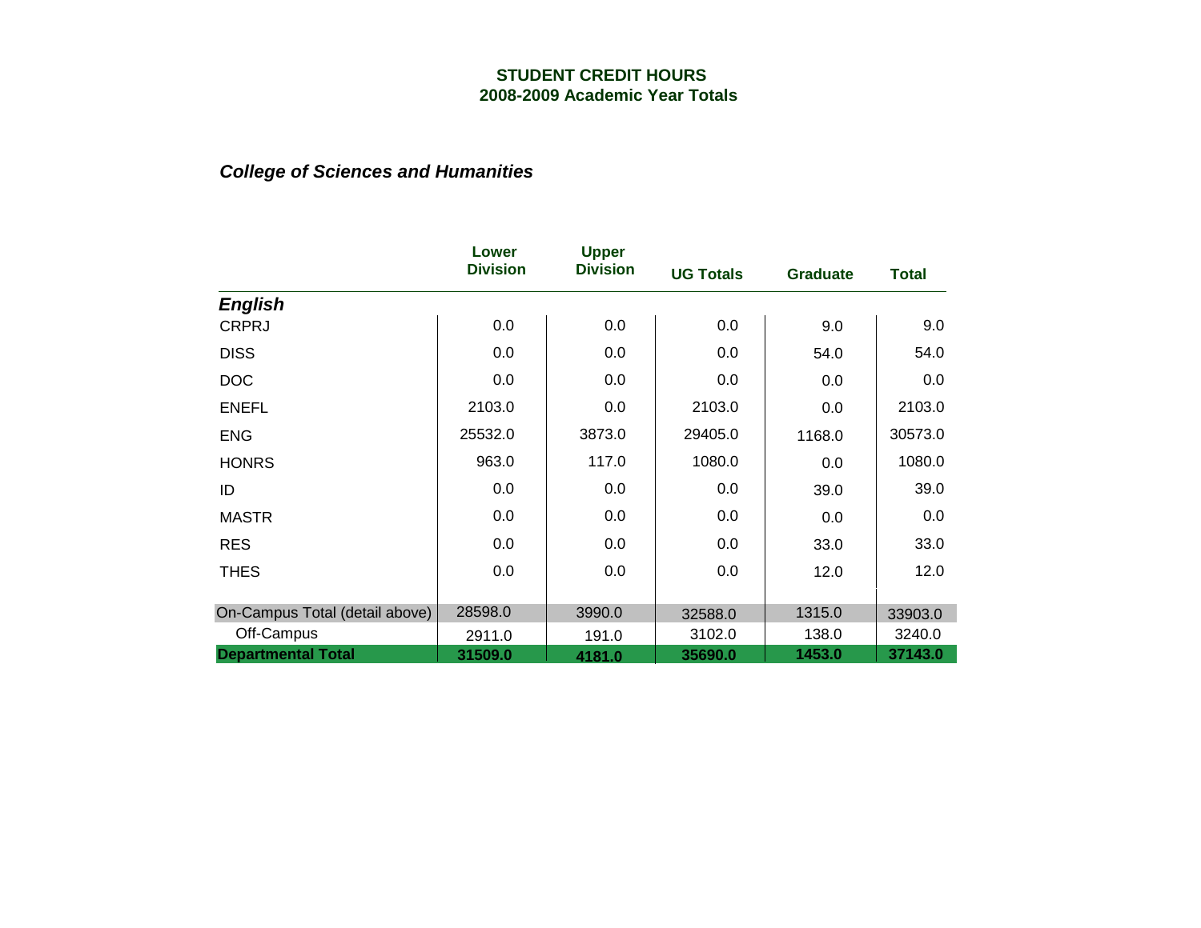# STUDENT CREDIT HOURS
## 2008-2009 Academic Year Totals

### *College of Sciences and Humanities*

| | Lower Division | Upper Division | UG Totals | Graduate | Total |
|---|---|---|---|---|---|
| ***English*** | | | | | |
| CRPRJ | 0.0 | 0.0 | 0.0 | 9.0 | 9.0 |
| DISS | 0.0 | 0.0 | 0.0 | 54.0 | 54.0 |
| DOC | 0.0 | 0.0 | 0.0 | 0.0 | 0.0 |
| ENEFL | 2103.0 | 0.0 | 2103.0 | 0.0 | 2103.0 |
| ENG | 25532.0 | 3873.0 | 29405.0 | 1168.0 | 30573.0 |
| HONRS | 963.0 | 117.0 | 1080.0 | 0.0 | 1080.0 |
| ID | 0.0 | 0.0 | 0.0 | 39.0 | 39.0 |
| MASTR | 0.0 | 0.0 | 0.0 | 0.0 | 0.0 |
| RES | 0.0 | 0.0 | 0.0 | 33.0 | 33.0 |
| THES | 0.0 | 0.0 | 0.0 | 12.0 | 12.0 |
| On-Campus Total (detail above) | 28598.0 | 3990.0 | 32588.0 | 1315.0 | 33903.0 |
| Off-Campus | 2911.0 | 191.0 | 3102.0 | 138.0 | 3240.0 |
| **Departmental Total** | **31509.0** | **4181.0** | **35690.0** | **1453.0** | **37143.0** |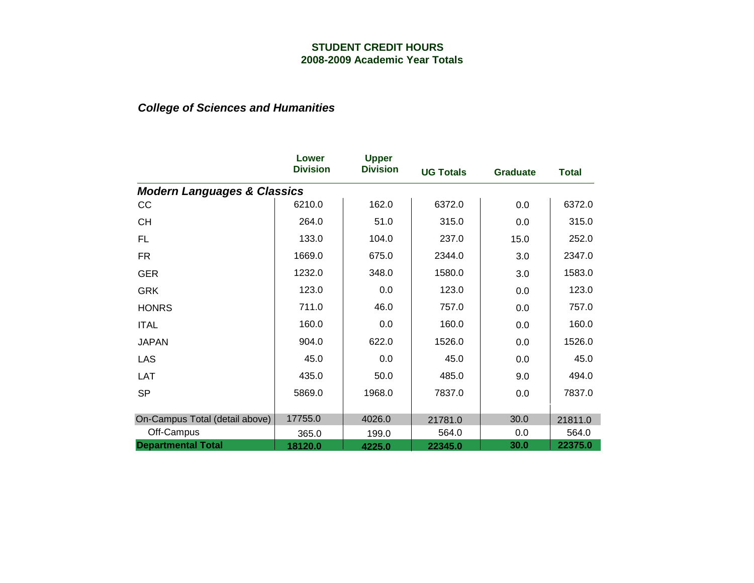## STUDENT CREDIT HOURS
## 2008-2009 Academic Year Totals

### *College of Sciences and Humanities*

| | Lower Division | Upper Division | UG Totals | Graduate | Total |
|---|---|---|---|---|---|
| ***Modern Languages & Classics*** | | | | | |
| CC | 6210.0 | 162.0 | 6372.0 | 0.0 | 6372.0 |
| CH | 264.0 | 51.0 | 315.0 | 0.0 | 315.0 |
| FL | 133.0 | 104.0 | 237.0 | 15.0 | 252.0 |
| FR | 1669.0 | 675.0 | 2344.0 | 3.0 | 2347.0 |
| GER | 1232.0 | 348.0 | 1580.0 | 3.0 | 1583.0 |
| GRK | 123.0 | 0.0 | 123.0 | 0.0 | 123.0 |
| HONRS | 711.0 | 46.0 | 757.0 | 0.0 | 757.0 |
| ITAL | 160.0 | 0.0 | 160.0 | 0.0 | 160.0 |
| JAPAN | 904.0 | 622.0 | 1526.0 | 0.0 | 1526.0 |
| LAS | 45.0 | 0.0 | 45.0 | 0.0 | 45.0 |
| LAT | 435.0 | 50.0 | 485.0 | 9.0 | 494.0 |
| SP | 5869.0 | 1968.0 | 7837.0 | 0.0 | 7837.0 |
| On-Campus Total (detail above) | 17755.0 | 4026.0 | 21781.0 | 30.0 | 21811.0 |
| Off-Campus | 365.0 | 199.0 | 564.0 | 0.0 | 564.0 |
| **Departmental Total** | **18120.0** | **4225.0** | **22345.0** | **30.0** | **22375.0** |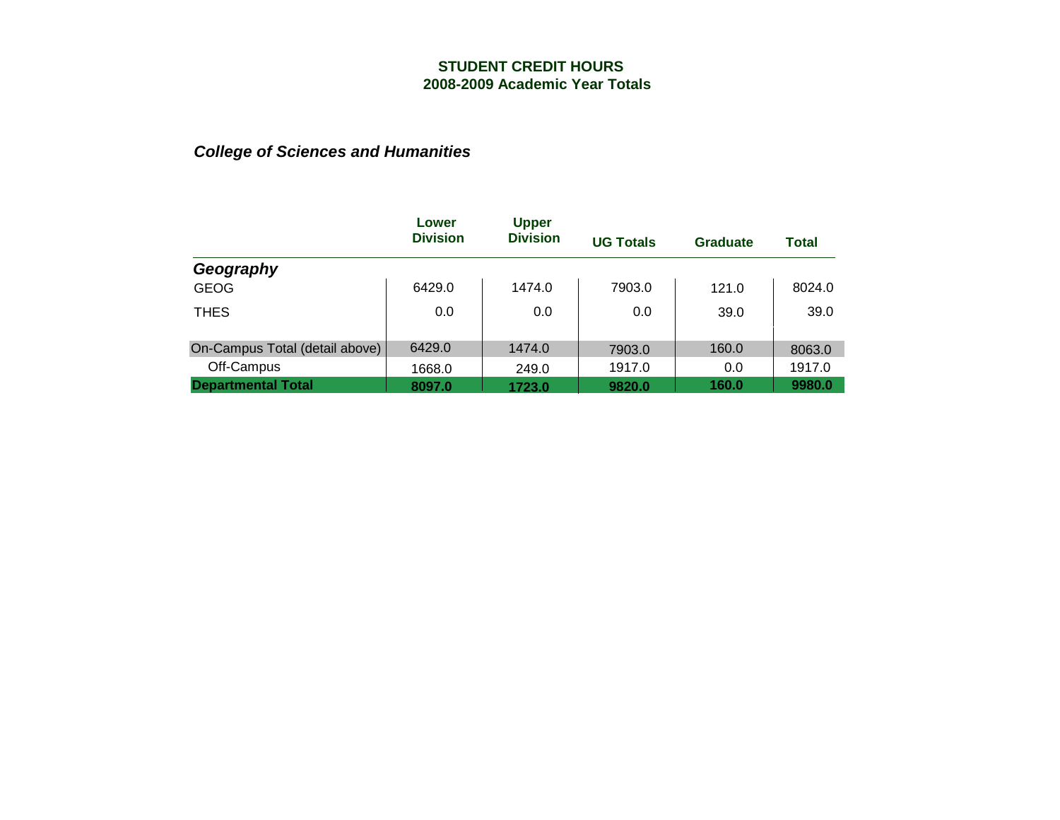# STUDENT CREDIT HOURS
## 2008-2009 Academic Year Totals

### *College of Sciences and Humanities*

| | Lower Division | Upper Division | UG Totals | Graduate | Total |
|---|---|---|---|---|---|
| ***Geography*** | | | | | |
| GEOG | 6429.0 | 1474.0 | 7903.0 | 121.0 | 8024.0 |
| THES | 0.0 | 0.0 | 0.0 | 39.0 | 39.0 |
| On-Campus Total (detail above) | 6429.0 | 1474.0 | 7903.0 | 160.0 | 8063.0 |
| Off-Campus | 1668.0 | 249.0 | 1917.0 | 0.0 | 1917.0 |
| **Departmental Total** | **8097.0** | **1723.0** | **9820.0** | **160.0** | **9980.0** |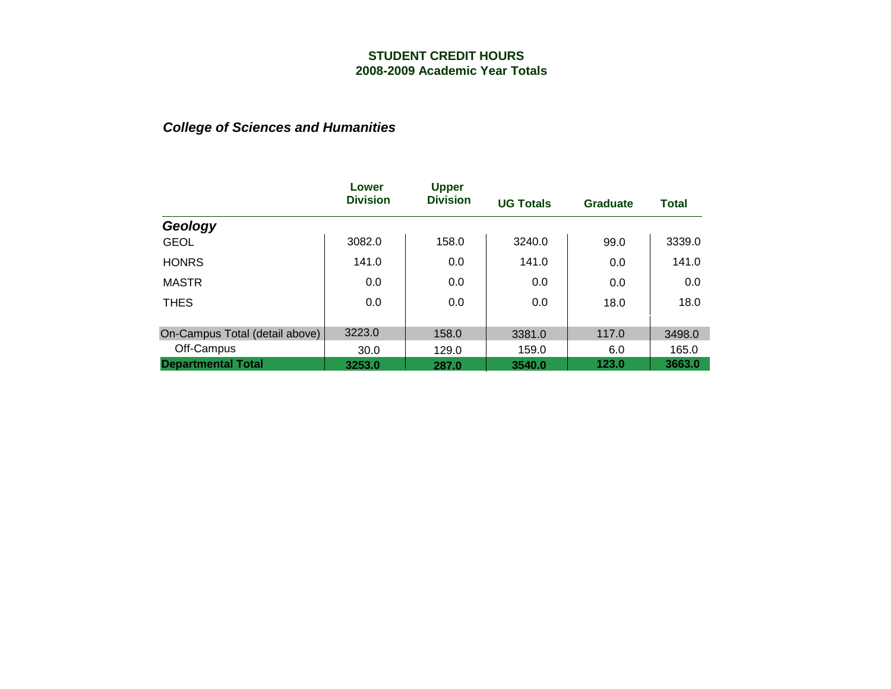# STUDENT CREDIT HOURS
## 2008-2009 Academic Year Totals

### *College of Sciences and Humanities*

| | Lower Division | Upper Division | UG Totals | Graduate | Total |
|---|---|---|---|---|---|
| ***Geology*** | | | | | |
| GEOL | 3082.0 | 158.0 | 3240.0 | 99.0 | 3339.0 |
| HONRS | 141.0 | 0.0 | 141.0 | 0.0 | 141.0 |
| MASTR | 0.0 | 0.0 | 0.0 | 0.0 | 0.0 |
| THES | 0.0 | 0.0 | 0.0 | 18.0 | 18.0 |
| On-Campus Total (detail above) | 3223.0 | 158.0 | 3381.0 | 117.0 | 3498.0 |
| Off-Campus | 30.0 | 129.0 | 159.0 | 6.0 | 165.0 |
| **Departmental Total** | **3253.0** | **287.0** | **3540.0** | **123.0** | **3663.0** |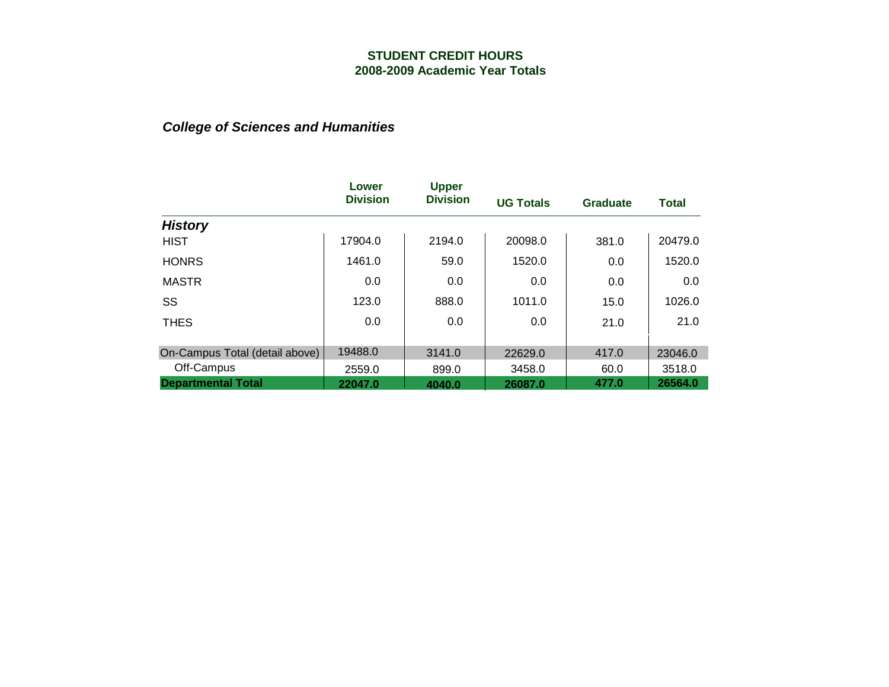## STUDENT CREDIT HOURS
## 2008-2009 Academic Year Totals

### *College of Sciences and Humanities*

| | Lower Division | Upper Division | UG Totals | Graduate | Total |
|---|---|---|---|---|---|
| ***History*** | | | | | |
| HIST | 17904.0 | 2194.0 | 20098.0 | 381.0 | 20479.0 |
| HONRS | 1461.0 | 59.0 | 1520.0 | 0.0 | 1520.0 |
| MASTR | 0.0 | 0.0 | 0.0 | 0.0 | 0.0 |
| SS | 123.0 | 888.0 | 1011.0 | 15.0 | 1026.0 |
| THES | 0.0 | 0.0 | 0.0 | 21.0 | 21.0 |
| On-Campus Total (detail above) | 19488.0 | 3141.0 | 22629.0 | 417.0 | 23046.0 |
| Off-Campus | 2559.0 | 899.0 | 3458.0 | 60.0 | 3518.0 |
| **Departmental Total** | **22047.0** | **4040.0** | **26087.0** | **477.0** | **26564.0** |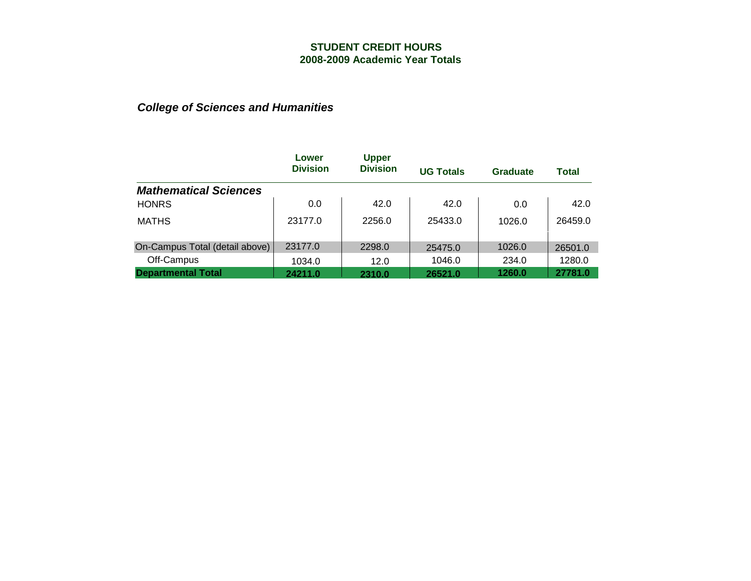# STUDENT CREDIT HOURS
## 2008-2009 Academic Year Totals

### *College of Sciences and Humanities*

| | Lower Division | Upper Division | UG Totals | Graduate | Total |
|---|---|---|---|---|---|
| ***Mathematical Sciences*** | | | | | |
| HONRS | 0.0 | 42.0 | 42.0 | 0.0 | 42.0 |
| MATHS | 23177.0 | 2256.0 | 25433.0 | 1026.0 | 26459.0 |
| On-Campus Total (detail above) | 23177.0 | 2298.0 | 25475.0 | 1026.0 | 26501.0 |
| Off-Campus | 1034.0 | 12.0 | 1046.0 | 234.0 | 1280.0 |
| **Departmental Total** | **24211.0** | **2310.0** | **26521.0** | **1260.0** | **27781.0** |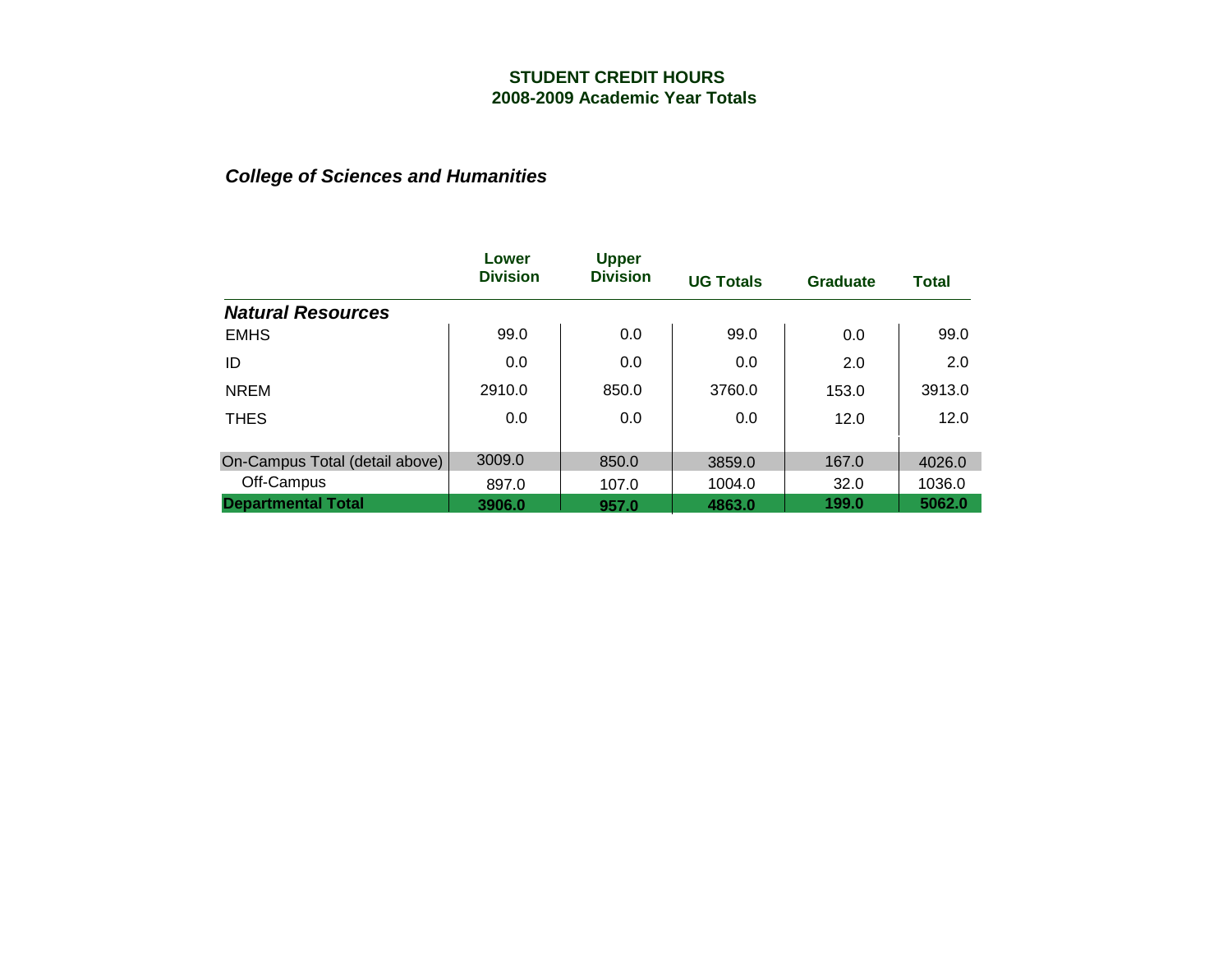## STUDENT CREDIT HOURS
## 2008-2009 Academic Year Totals

### *College of Sciences and Humanities*

| | Lower Division | Upper Division | UG Totals | Graduate | Total |
|---|---|---|---|---|---|
| ***Natural Resources*** | | | | | |
| EMHS | 99.0 | 0.0 | 99.0 | 0.0 | 99.0 |
| ID | 0.0 | 0.0 | 0.0 | 2.0 | 2.0 |
| NREM | 2910.0 | 850.0 | 3760.0 | 153.0 | 3913.0 |
| THES | 0.0 | 0.0 | 0.0 | 12.0 | 12.0 |
| On-Campus Total (detail above) | 3009.0 | 850.0 | 3859.0 | 167.0 | 4026.0 |
| Off-Campus | 897.0 | 107.0 | 1004.0 | 32.0 | 1036.0 |
| **Departmental Total** | **3906.0** | **957.0** | **4863.0** | **199.0** | **5062.0** |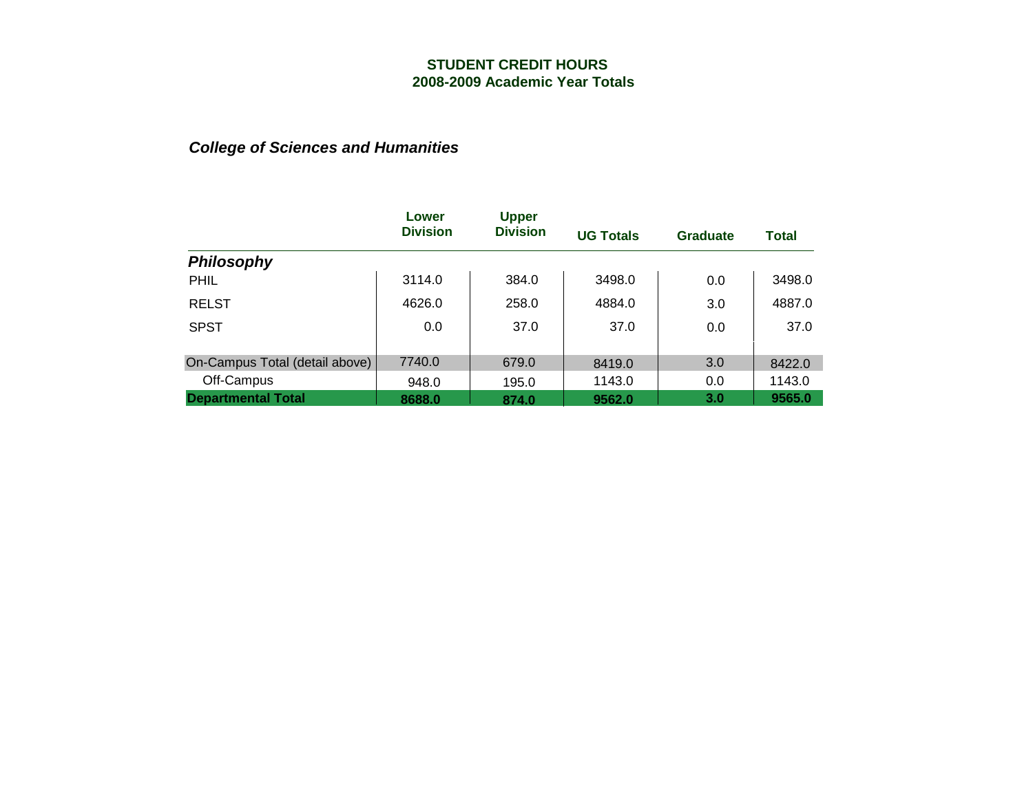# STUDENT CREDIT HOURS
## 2008-2009 Academic Year Totals

### *College of Sciences and Humanities*

| | Lower Division | Upper Division | UG Totals | Graduate | Total |
|---|---|---|---|---|---|
| ***Philosophy*** | | | | | |
| PHIL | 3114.0 | 384.0 | 3498.0 | 0.0 | 3498.0 |
| RELST | 4626.0 | 258.0 | 4884.0 | 3.0 | 4887.0 |
| SPST | 0.0 | 37.0 | 37.0 | 0.0 | 37.0 |
| On-Campus Total (detail above) | 7740.0 | 679.0 | 8419.0 | 3.0 | 8422.0 |
| Off-Campus | 948.0 | 195.0 | 1143.0 | 0.0 | 1143.0 |
| **Departmental Total** | **8688.0** | **874.0** | **9562.0** | **3.0** | **9565.0** |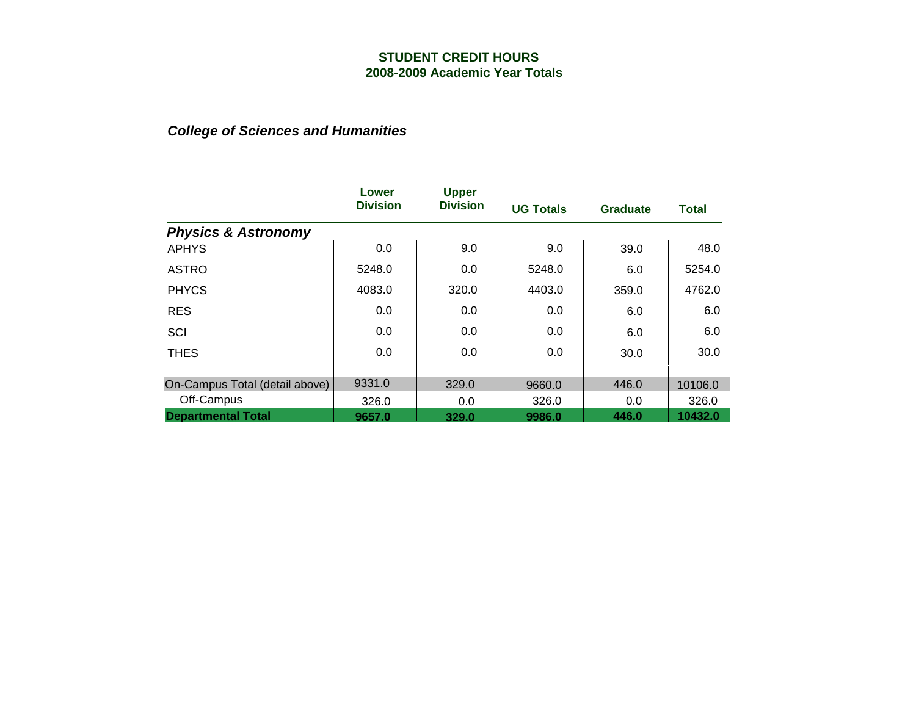**STUDENT CREDIT HOURS**
**2008-2009 Academic Year Totals**

***College of Sciences and Humanities***

| | Lower Division | Upper Division | UG Totals | Graduate | Total |
|---|---|---|---|---|---|
| ***Physics & Astronomy*** | | | | | |
| APHYS | 0.0 | 9.0 | 9.0 | 39.0 | 48.0 |
| ASTRO | 5248.0 | 0.0 | 5248.0 | 6.0 | 5254.0 |
| PHYCS | 4083.0 | 320.0 | 4403.0 | 359.0 | 4762.0 |
| RES | 0.0 | 0.0 | 0.0 | 6.0 | 6.0 |
| SCI | 0.0 | 0.0 | 0.0 | 6.0 | 6.0 |
| THES | 0.0 | 0.0 | 0.0 | 30.0 | 30.0 |
| On-Campus Total (detail above) | 9331.0 | 329.0 | 9660.0 | 446.0 | 10106.0 |
| Off-Campus | 326.0 | 0.0 | 326.0 | 0.0 | 326.0 |
| **Departmental Total** | **9657.0** | **329.0** | **9986.0** | **446.0** | **10432.0** |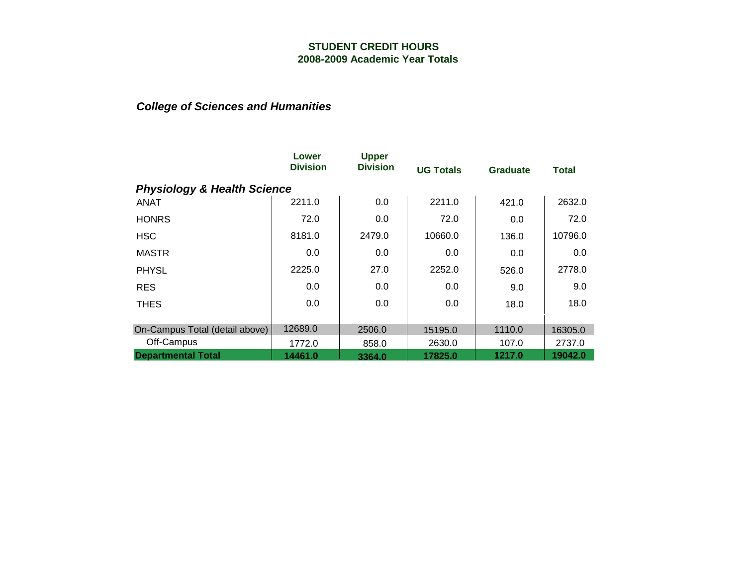**STUDENT CREDIT HOURS**
**2008-2009 Academic Year Totals**

***College of Sciences and Humanities***

| | Lower Division | Upper Division | UG Totals | Graduate | Total |
|---|---|---|---|---|---|
| ***Physiology & Health Science*** | | | | | |
| ANAT | 2211.0 | 0.0 | 2211.0 | 421.0 | 2632.0 |
| HONRS | 72.0 | 0.0 | 72.0 | 0.0 | 72.0 |
| HSC | 8181.0 | 2479.0 | 10660.0 | 136.0 | 10796.0 |
| MASTR | 0.0 | 0.0 | 0.0 | 0.0 | 0.0 |
| PHYSL | 2225.0 | 27.0 | 2252.0 | 526.0 | 2778.0 |
| RES | 0.0 | 0.0 | 0.0 | 9.0 | 9.0 |
| THES | 0.0 | 0.0 | 0.0 | 18.0 | 18.0 |
| On-Campus Total (detail above) | 12689.0 | 2506.0 | 15195.0 | 1110.0 | 16305.0 |
| Off-Campus | 1772.0 | 858.0 | 2630.0 | 107.0 | 2737.0 |
| **Departmental Total** | **14461.0** | **3364.0** | **17825.0** | **1217.0** | **19042.0** |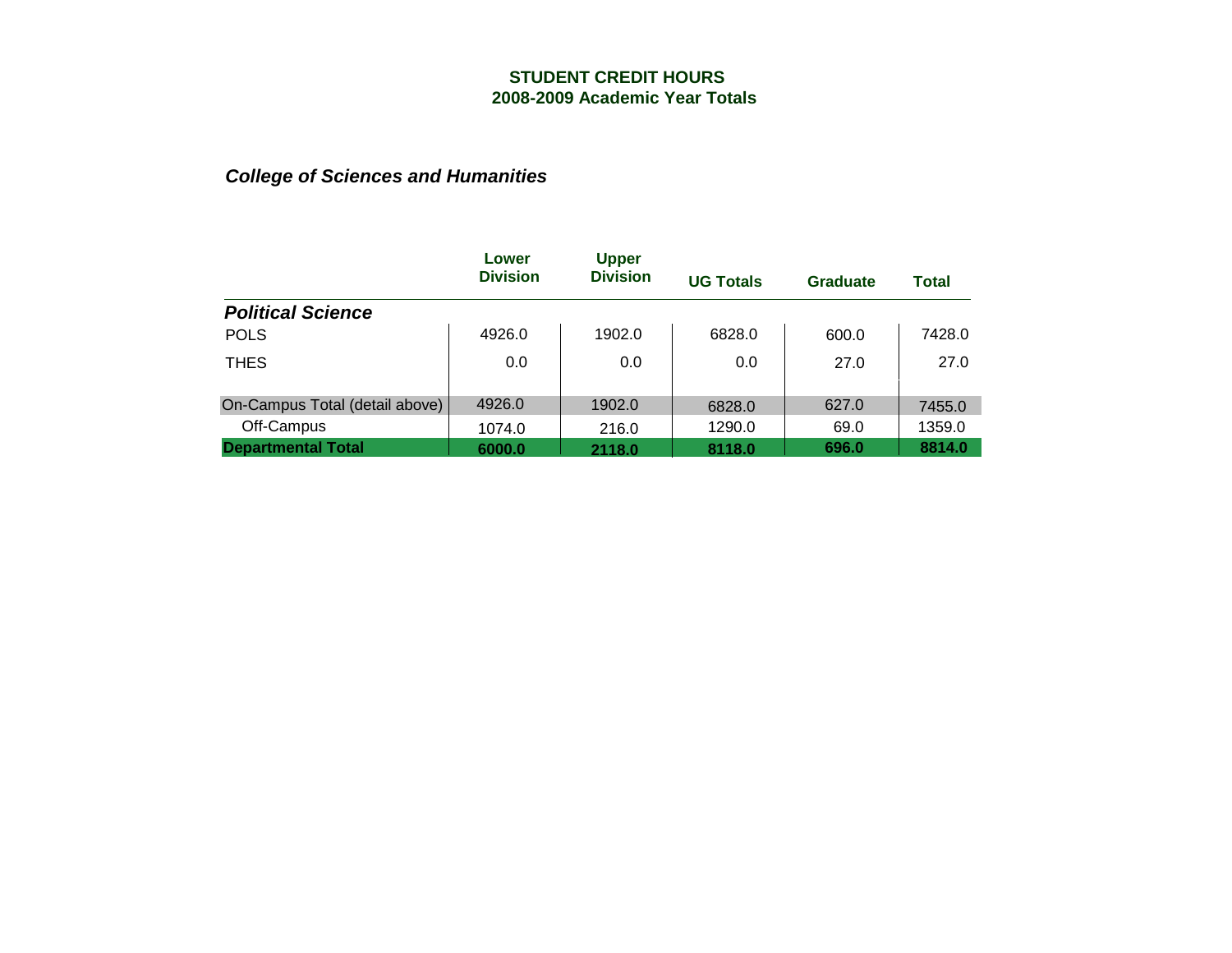**STUDENT CREDIT HOURS**
**2008-2009 Academic Year Totals**

***College of Sciences and Humanities***

| | Lower Division | Upper Division | UG Totals | Graduate | Total |
|---|---|---|---|---|---|
| ***Political Science*** | | | | | |
| POLS | 4926.0 | 1902.0 | 6828.0 | 600.0 | 7428.0 |
| THES | 0.0 | 0.0 | 0.0 | 27.0 | 27.0 |
| On-Campus Total (detail above) | 4926.0 | 1902.0 | 6828.0 | 627.0 | 7455.0 |
| Off-Campus | 1074.0 | 216.0 | 1290.0 | 69.0 | 1359.0 |
| **Departmental Total** | **6000.0** | **2118.0** | **8118.0** | **696.0** | **8814.0** |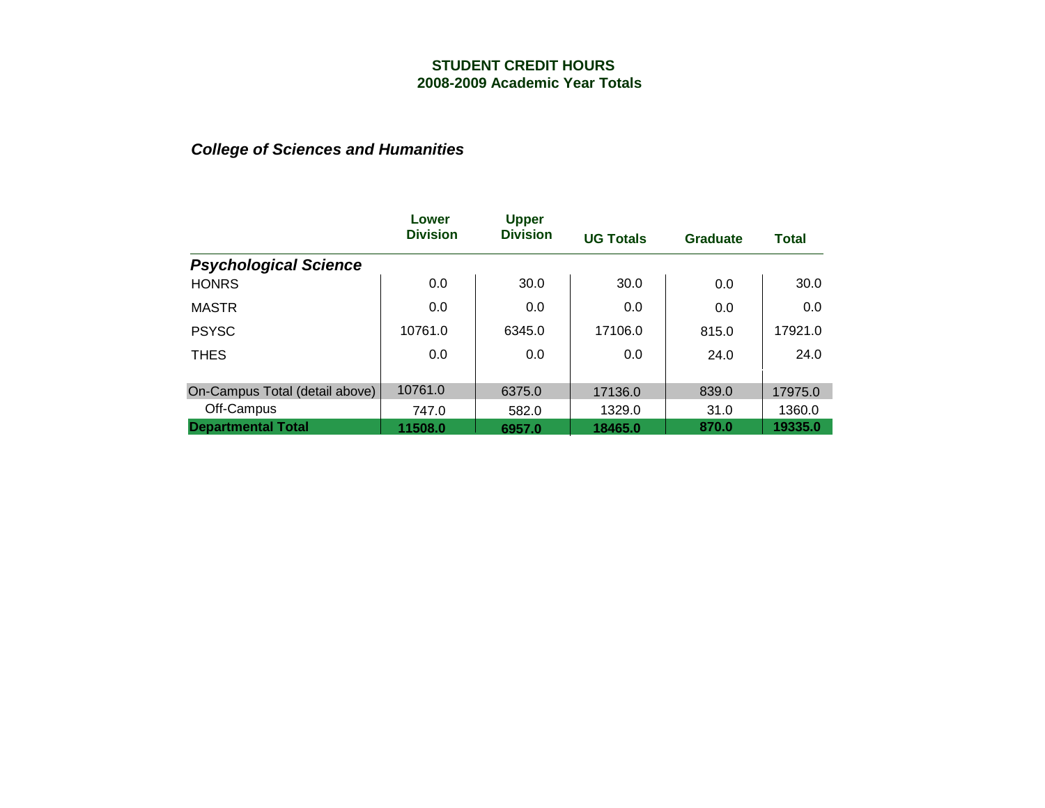# STUDENT CREDIT HOURS
## 2008-2009 Academic Year Totals

### *College of Sciences and Humanities*

| | Lower Division | Upper Division | UG Totals | Graduate | Total |
|---|---|---|---|---|---|
| ***Psychological Science*** | | | | | |
| HONRS | 0.0 | 30.0 | 30.0 | 0.0 | 30.0 |
| MASTR | 0.0 | 0.0 | 0.0 | 0.0 | 0.0 |
| PSYSC | 10761.0 | 6345.0 | 17106.0 | 815.0 | 17921.0 |
| THES | 0.0 | 0.0 | 0.0 | 24.0 | 24.0 |
| On-Campus Total (detail above) | 10761.0 | 6375.0 | 17136.0 | 839.0 | 17975.0 |
| Off-Campus | 747.0 | 582.0 | 1329.0 | 31.0 | 1360.0 |
| **Departmental Total** | **11508.0** | **6957.0** | **18465.0** | **870.0** | **19335.0** |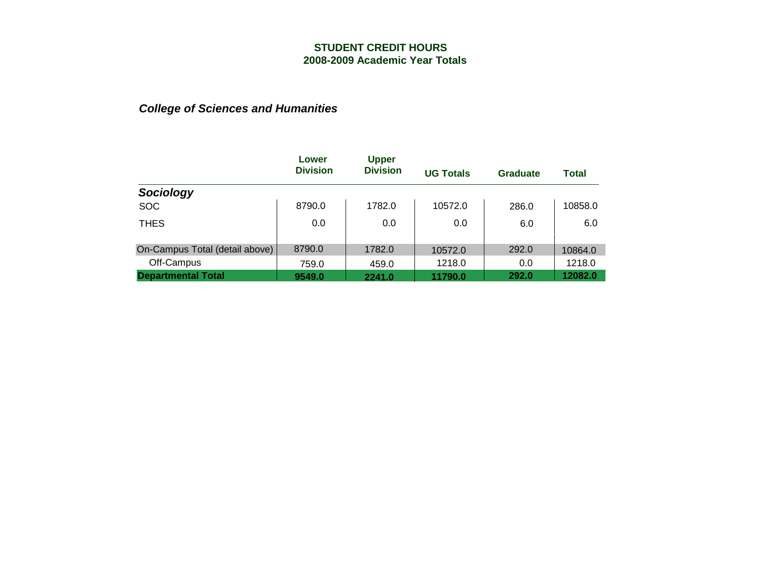# STUDENT CREDIT HOURS
## 2008-2009 Academic Year Totals

### *College of Sciences and Humanities*

| | Lower Division | Upper Division | UG Totals | Graduate | Total |
|---|---|---|---|---|---|
| ***Sociology*** | | | | | |
| SOC | 8790.0 | 1782.0 | 10572.0 | 286.0 | 10858.0 |
| THES | 0.0 | 0.0 | 0.0 | 6.0 | 6.0 |
| On-Campus Total (detail above) | 8790.0 | 1782.0 | 10572.0 | 292.0 | 10864.0 |
| Off-Campus | 759.0 | 459.0 | 1218.0 | 0.0 | 1218.0 |
| **Departmental Total** | **9549.0** | **2241.0** | **11790.0** | **292.0** | **12082.0** |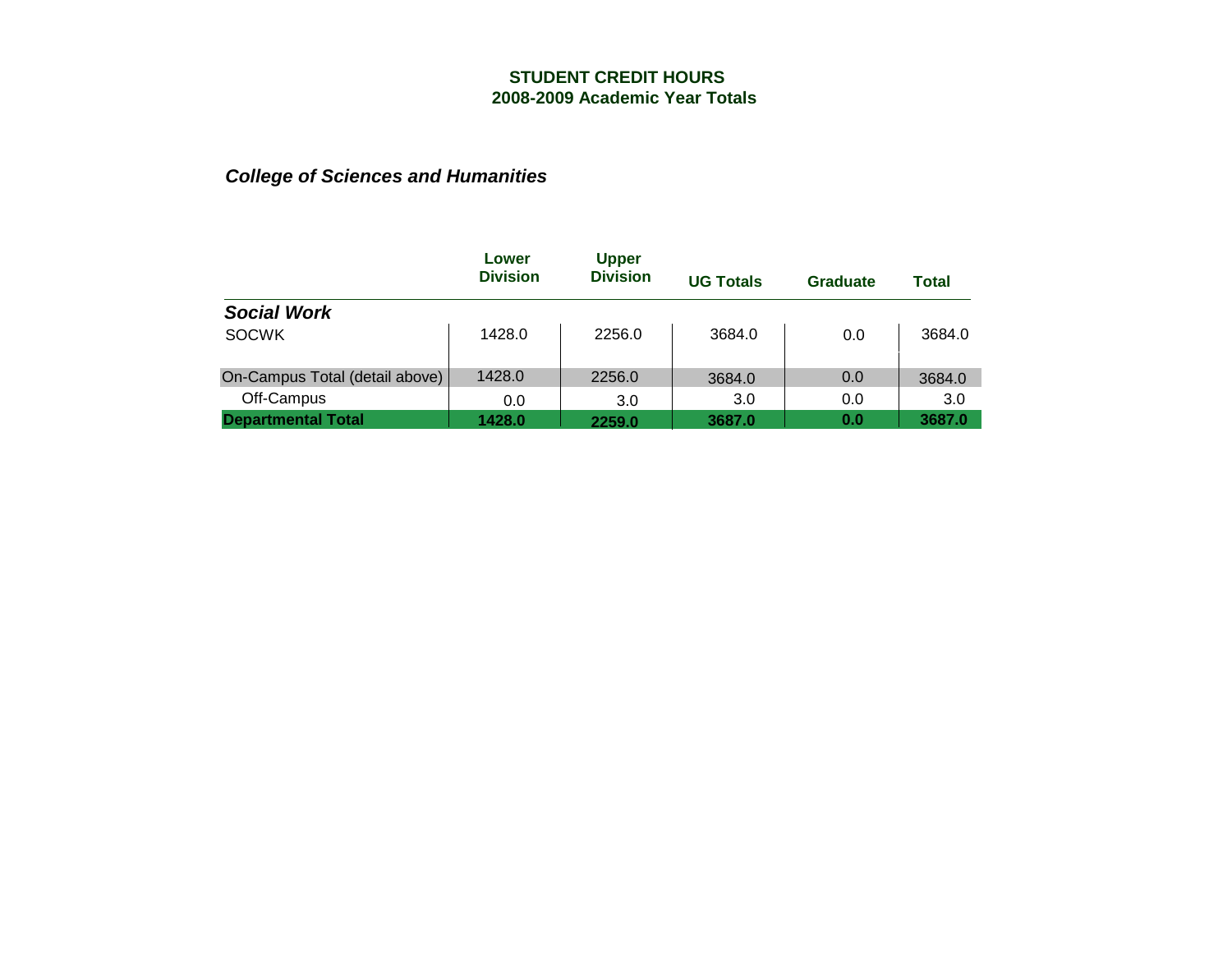# STUDENT CREDIT HOURS
## 2008-2009 Academic Year Totals

### *College of Sciences and Humanities*

| | Lower Division | Upper Division | UG Totals | Graduate | Total |
|---|---|---|---|---|---|
| ***Social Work*** | | | | | |
| SOCWK | 1428.0 | 2256.0 | 3684.0 | 0.0 | 3684.0 |
| On-Campus Total (detail above) | 1428.0 | 2256.0 | 3684.0 | 0.0 | 3684.0 |
| Off-Campus | 0.0 | 3.0 | 3.0 | 0.0 | 3.0 |
| **Departmental Total** | **1428.0** | **2259.0** | **3687.0** | **0.0** | **3687.0** |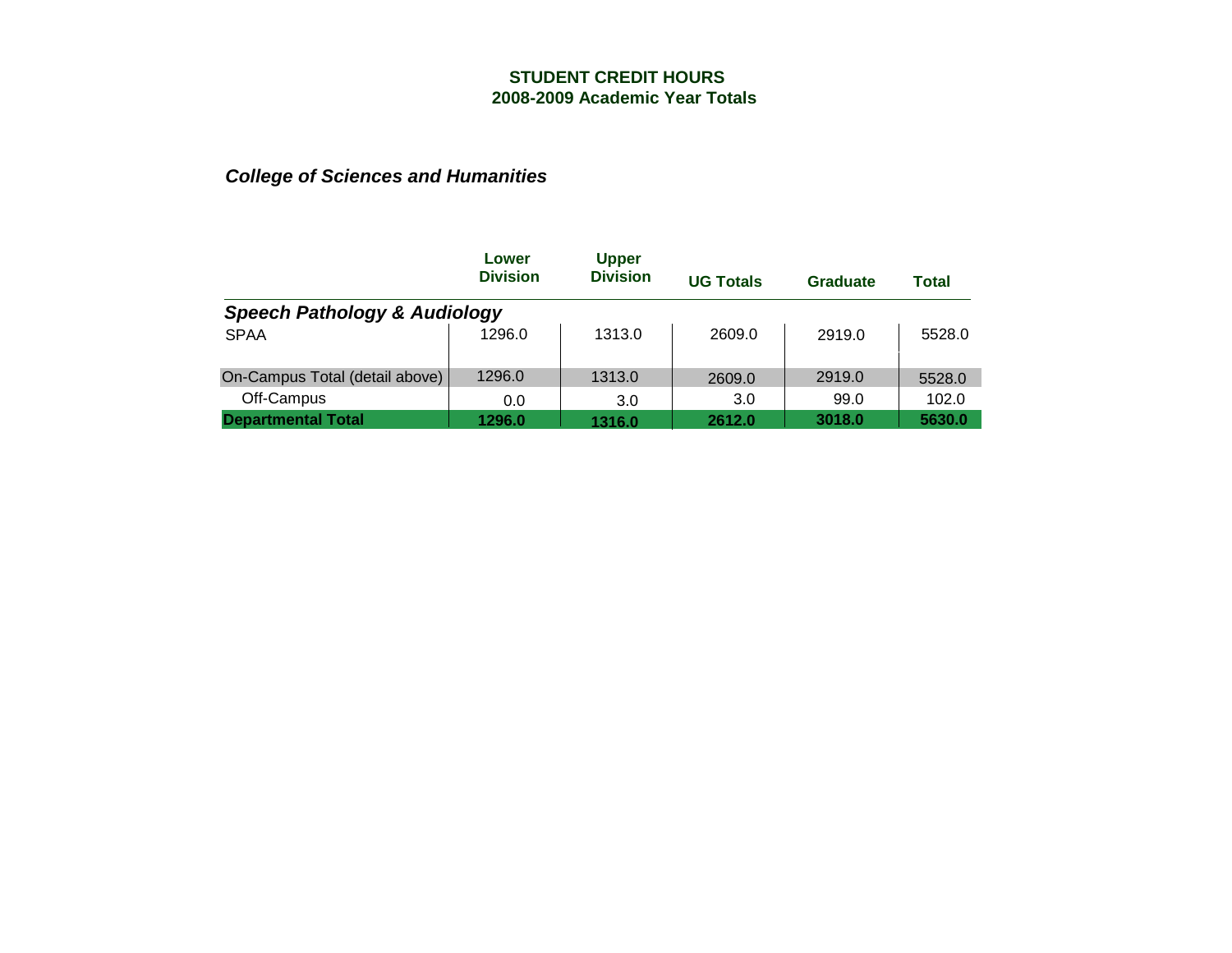**STUDENT CREDIT HOURS**
**2008-2009 Academic Year Totals**

***College of Sciences and Humanities***

| | Lower Division | Upper Division | UG Totals | Graduate | Total |
|---|---|---|---|---|---|
| ***Speech Pathology & Audiology*** | | | | | |
| SPAA | 1296.0 | 1313.0 | 2609.0 | 2919.0 | 5528.0 |
| On-Campus Total (detail above) | 1296.0 | 1313.0 | 2609.0 | 2919.0 | 5528.0 |
| Off-Campus | 0.0 | 3.0 | 3.0 | 99.0 | 102.0 |
| **Departmental Total** | **1296.0** | **1316.0** | **2612.0** | **3018.0** | **5630.0** |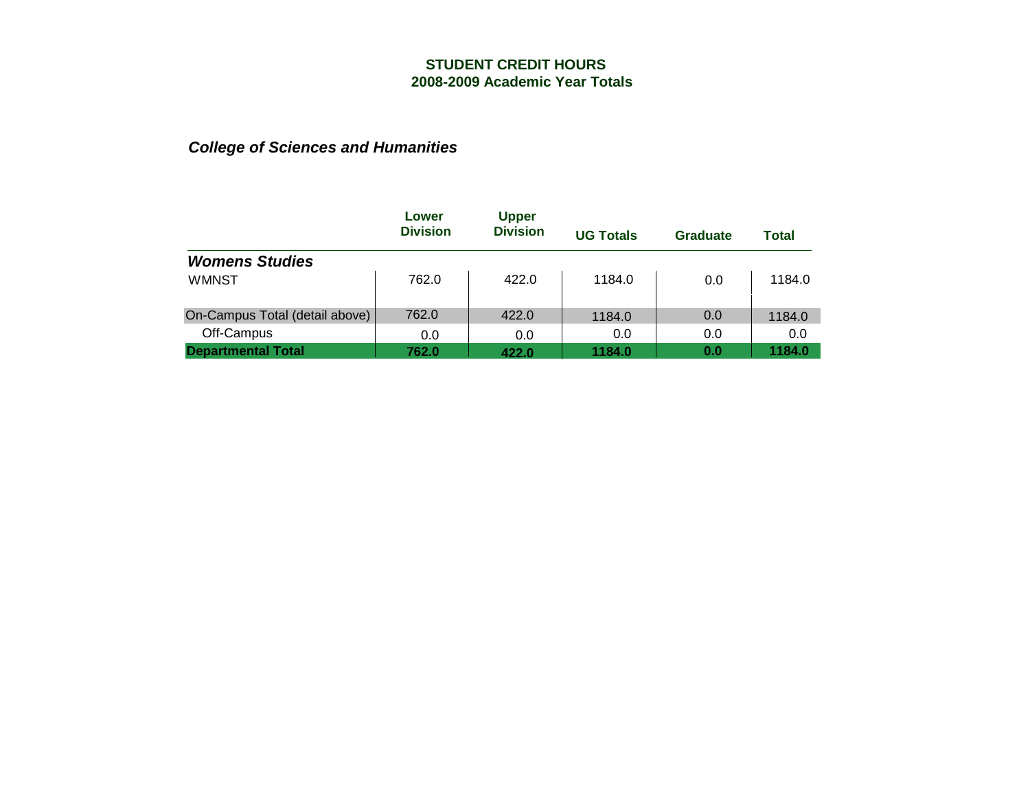# STUDENT CREDIT HOURS
## 2008-2009 Academic Year Totals

### *College of Sciences and Humanities*

| | Lower Division | Upper Division | UG Totals | Graduate | Total |
|---|---|---|---|---|---|
| ***Womens Studies*** | | | | | |
| WMNST | 762.0 | 422.0 | 1184.0 | 0.0 | 1184.0 |
| On-Campus Total (detail above) | 762.0 | 422.0 | 1184.0 | 0.0 | 1184.0 |
| Off-Campus | 0.0 | 0.0 | 0.0 | 0.0 | 0.0 |
| **Departmental Total** | **762.0** | **422.0** | **1184.0** | **0.0** | **1184.0** |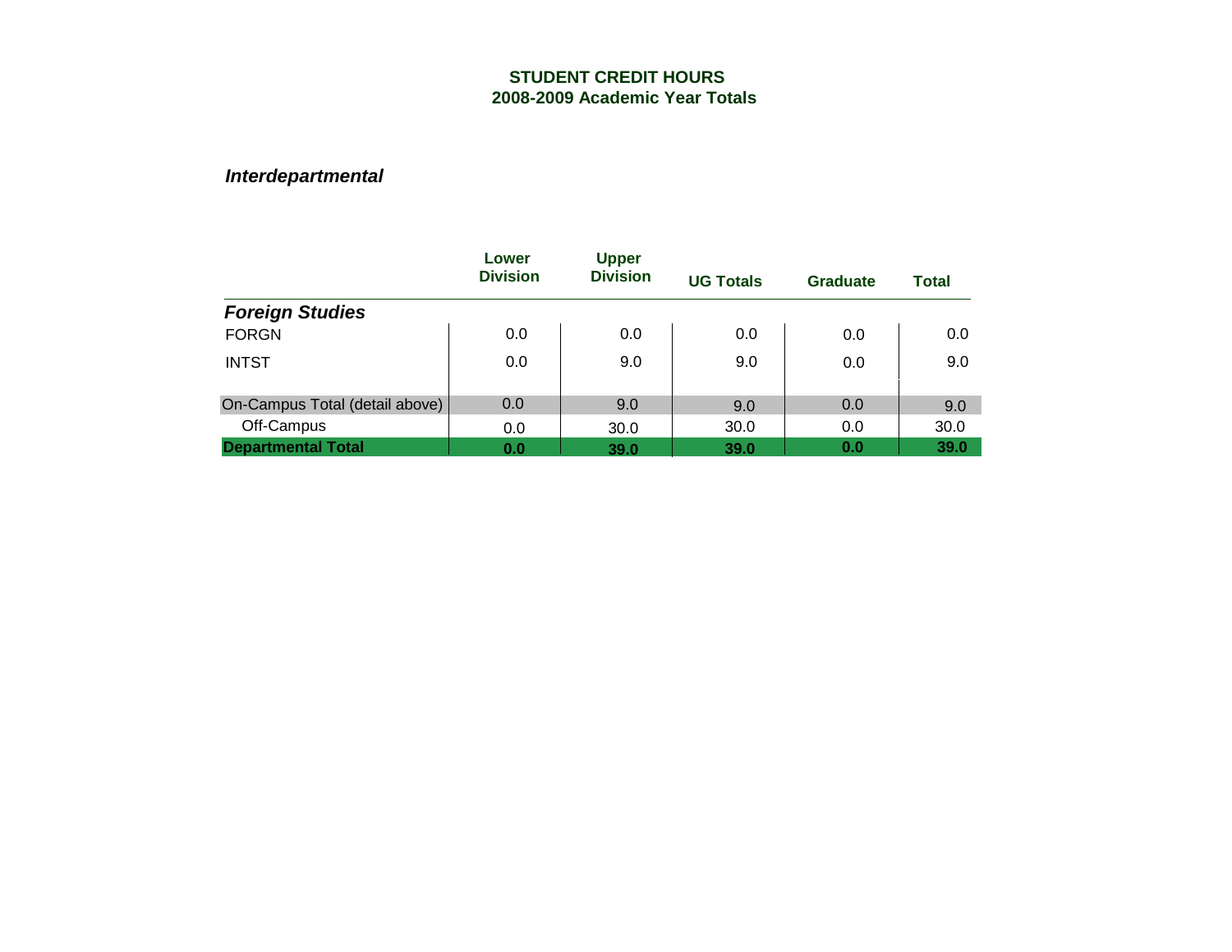# STUDENT CREDIT HOURS
## 2008-2009 Academic Year Totals

### *Interdepartmental*

| | Lower Division | Upper Division | UG Totals | Graduate | Total |
|---|---|---|---|---|---|
| ***Foreign Studies*** | | | | | |
| FORGN | 0.0 | 0.0 | 0.0 | 0.0 | 0.0 |
| INTST | 0.0 | 9.0 | 9.0 | 0.0 | 9.0 |
| On-Campus Total (detail above) | 0.0 | 9.0 | 9.0 | 0.0 | 9.0 |
| Off-Campus | 0.0 | 30.0 | 30.0 | 0.0 | 30.0 |
| **Departmental Total** | **0.0** | **39.0** | **39.0** | **0.0** | **39.0** |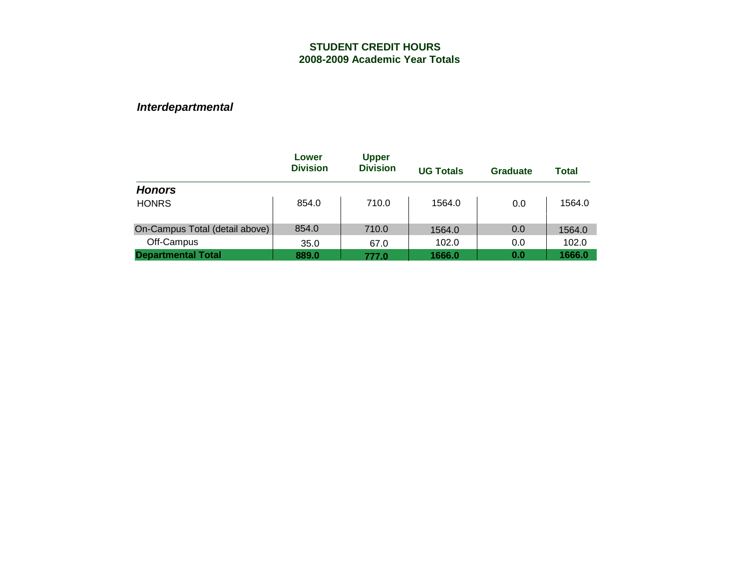# STUDENT CREDIT HOURS
## 2008-2009 Academic Year Totals

### *Interdepartmental*

| | Lower Division | Upper Division | UG Totals | Graduate | Total |
|---|---|---|---|---|---|
| ***Honors*** | | | | | |
| HONRS | 854.0 | 710.0 | 1564.0 | 0.0 | 1564.0 |
| On-Campus Total (detail above) | 854.0 | 710.0 | 1564.0 | 0.0 | 1564.0 |
| Off-Campus | 35.0 | 67.0 | 102.0 | 0.0 | 102.0 |
| **Departmental Total** | **889.0** | **777.0** | **1666.0** | **0.0** | **1666.0** |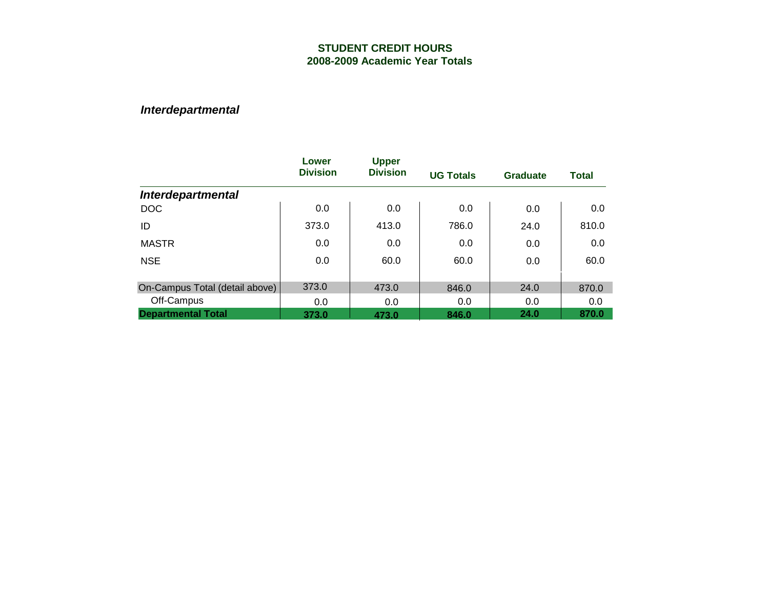# STUDENT CREDIT HOURS
## 2008-2009 Academic Year Totals

### *Interdepartmental*

| | Lower Division | Upper Division | UG Totals | Graduate | Total |
|---|---|---|---|---|---|
| ***Interdepartmental*** | | | | | |
| DOC | 0.0 | 0.0 | 0.0 | 0.0 | 0.0 |
| ID | 373.0 | 413.0 | 786.0 | 24.0 | 810.0 |
| MASTR | 0.0 | 0.0 | 0.0 | 0.0 | 0.0 |
| NSE | 0.0 | 60.0 | 60.0 | 0.0 | 60.0 |
| On-Campus Total (detail above) | 373.0 | 473.0 | 846.0 | 24.0 | 870.0 |
| Off-Campus | 0.0 | 0.0 | 0.0 | 0.0 | 0.0 |
| **Departmental Total** | **373.0** | **473.0** | **846.0** | **24.0** | **870.0** |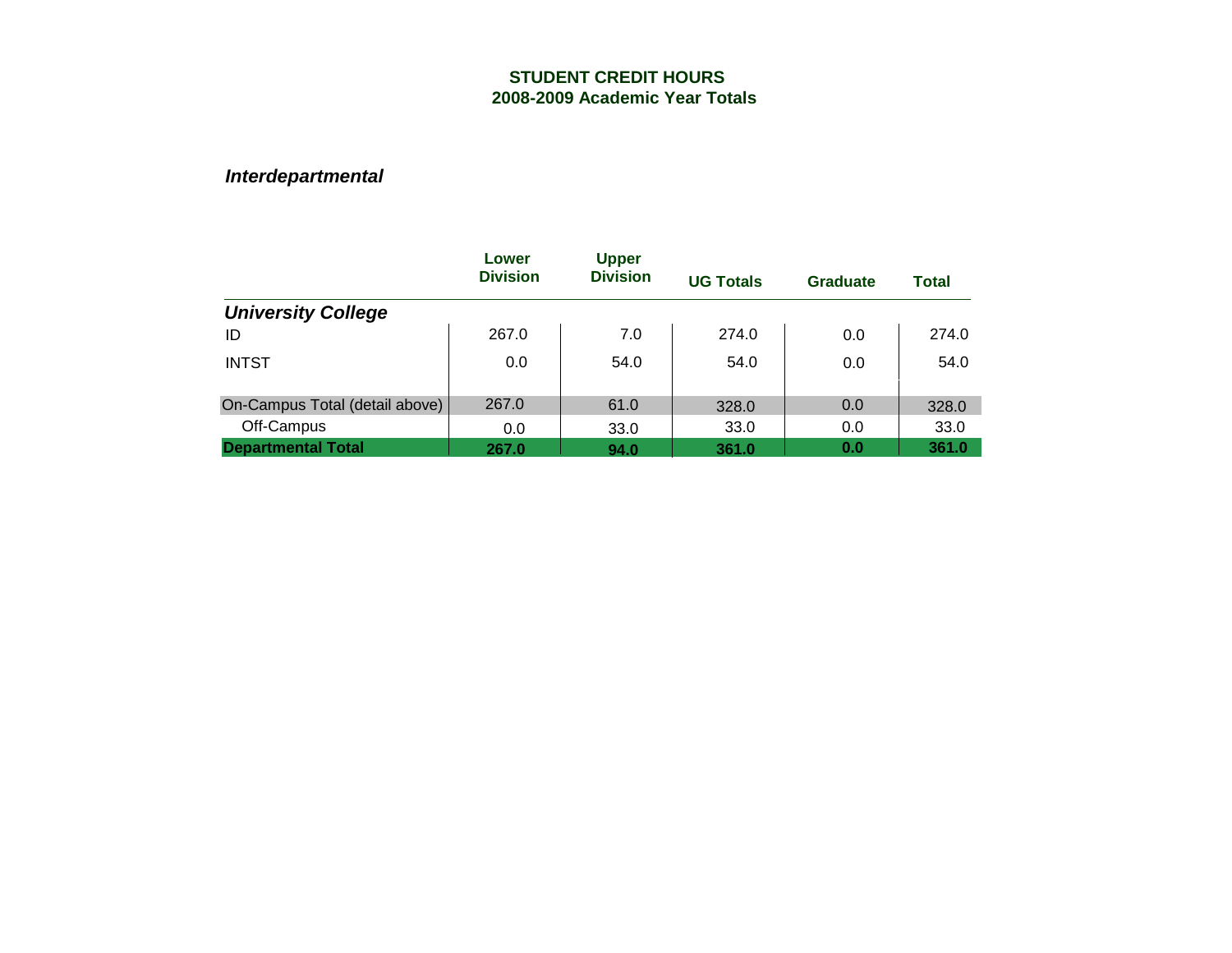# STUDENT CREDIT HOURS
## 2008-2009 Academic Year Totals

### *Interdepartmental*

| | Lower Division | Upper Division | UG Totals | Graduate | Total |
|---|---|---|---|---|---|
| ***University College*** | | | | | |
| ID | 267.0 | 7.0 | 274.0 | 0.0 | 274.0 |
| INTST | 0.0 | 54.0 | 54.0 | 0.0 | 54.0 |
| On-Campus Total (detail above) | 267.0 | 61.0 | 328.0 | 0.0 | 328.0 |
| Off-Campus | 0.0 | 33.0 | 33.0 | 0.0 | 33.0 |
| **Departmental Total** | **267.0** | **94.0** | **361.0** | **0.0** | **361.0** |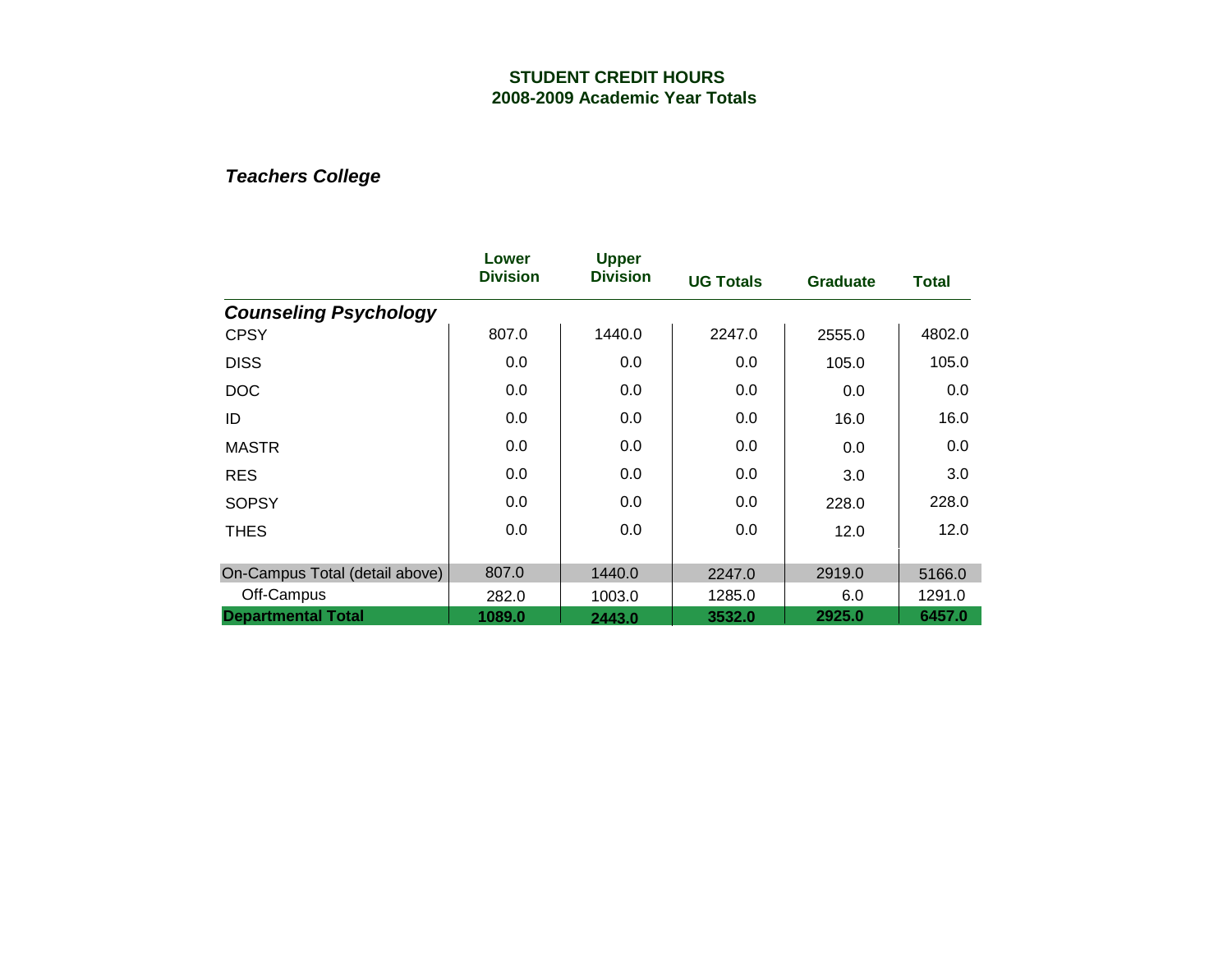# STUDENT CREDIT HOURS
## 2008-2009 Academic Year Totals

### *Teachers College*

| | Lower Division | Upper Division | UG Totals | Graduate | Total |
|---|---|---|---|---|---|
| ***Counseling Psychology*** | | | | | |
| CPSY | 807.0 | 1440.0 | 2247.0 | 2555.0 | 4802.0 |
| DISS | 0.0 | 0.0 | 0.0 | 105.0 | 105.0 |
| DOC | 0.0 | 0.0 | 0.0 | 0.0 | 0.0 |
| ID | 0.0 | 0.0 | 0.0 | 16.0 | 16.0 |
| MASTR | 0.0 | 0.0 | 0.0 | 0.0 | 0.0 |
| RES | 0.0 | 0.0 | 0.0 | 3.0 | 3.0 |
| SOPSY | 0.0 | 0.0 | 0.0 | 228.0 | 228.0 |
| THES | 0.0 | 0.0 | 0.0 | 12.0 | 12.0 |
| On-Campus Total (detail above) | 807.0 | 1440.0 | 2247.0 | 2919.0 | 5166.0 |
| Off-Campus | 282.0 | 1003.0 | 1285.0 | 6.0 | 1291.0 |
| **Departmental Total** | **1089.0** | **2443.0** | **3532.0** | **2925.0** | **6457.0** |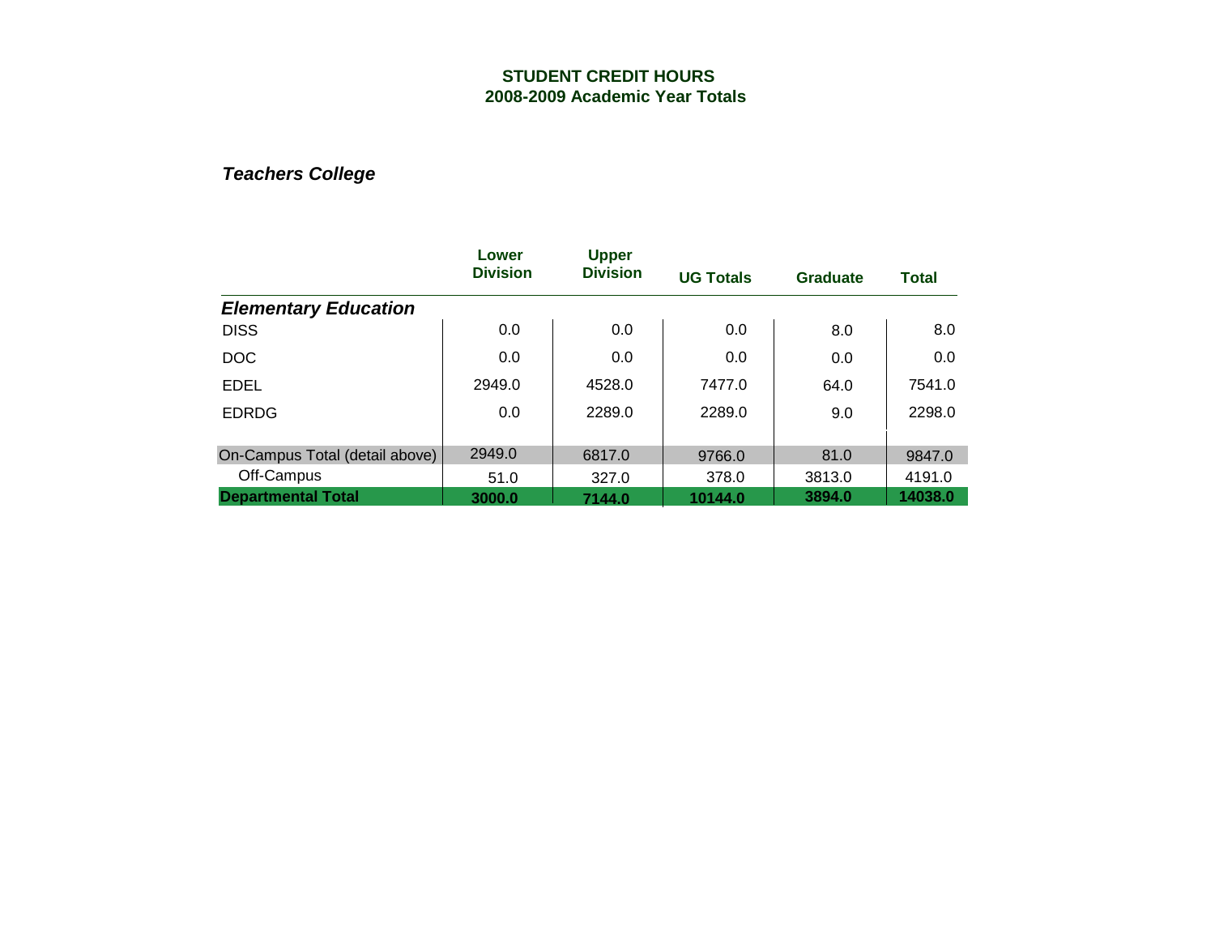# STUDENT CREDIT HOURS
## 2008-2009 Academic Year Totals

***Teachers College***

| | Lower Division | Upper Division | UG Totals | Graduate | Total |
|---|---|---|---|---|---|
| ***Elementary Education*** | | | | | |
| DISS | 0.0 | 0.0 | 0.0 | 8.0 | 8.0 |
| DOC | 0.0 | 0.0 | 0.0 | 0.0 | 0.0 |
| EDEL | 2949.0 | 4528.0 | 7477.0 | 64.0 | 7541.0 |
| EDRDG | 0.0 | 2289.0 | 2289.0 | 9.0 | 2298.0 |
| On-Campus Total (detail above) | 2949.0 | 6817.0 | 9766.0 | 81.0 | 9847.0 |
| Off-Campus | 51.0 | 327.0 | 378.0 | 3813.0 | 4191.0 |
| **Departmental Total** | **3000.0** | **7144.0** | **10144.0** | **3894.0** | **14038.0** |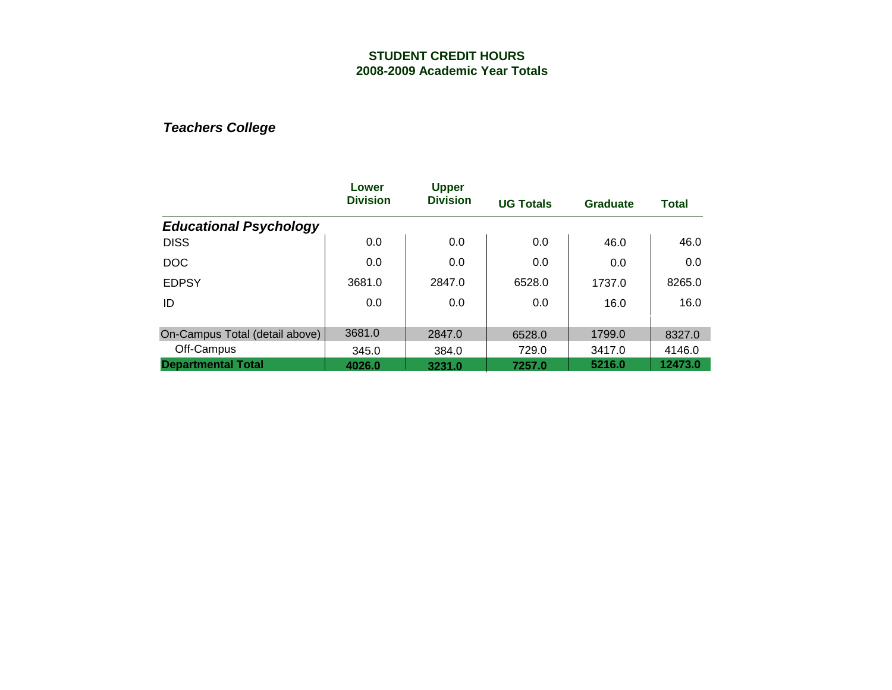## STUDENT CREDIT HOURS
## 2008-2009 Academic Year Totals

### *Teachers College*

| | Lower Division | Upper Division | UG Totals | Graduate | Total |
|---|---|---|---|---|---|
| ***Educational Psychology*** | | | | | |
| DISS | 0.0 | 0.0 | 0.0 | 46.0 | 46.0 |
| DOC | 0.0 | 0.0 | 0.0 | 0.0 | 0.0 |
| EDPSY | 3681.0 | 2847.0 | 6528.0 | 1737.0 | 8265.0 |
| ID | 0.0 | 0.0 | 0.0 | 16.0 | 16.0 |
| On-Campus Total (detail above) | 3681.0 | 2847.0 | 6528.0 | 1799.0 | 8327.0 |
| Off-Campus | 345.0 | 384.0 | 729.0 | 3417.0 | 4146.0 |
| **Departmental Total** | **4026.0** | **3231.0** | **7257.0** | **5216.0** | **12473.0** |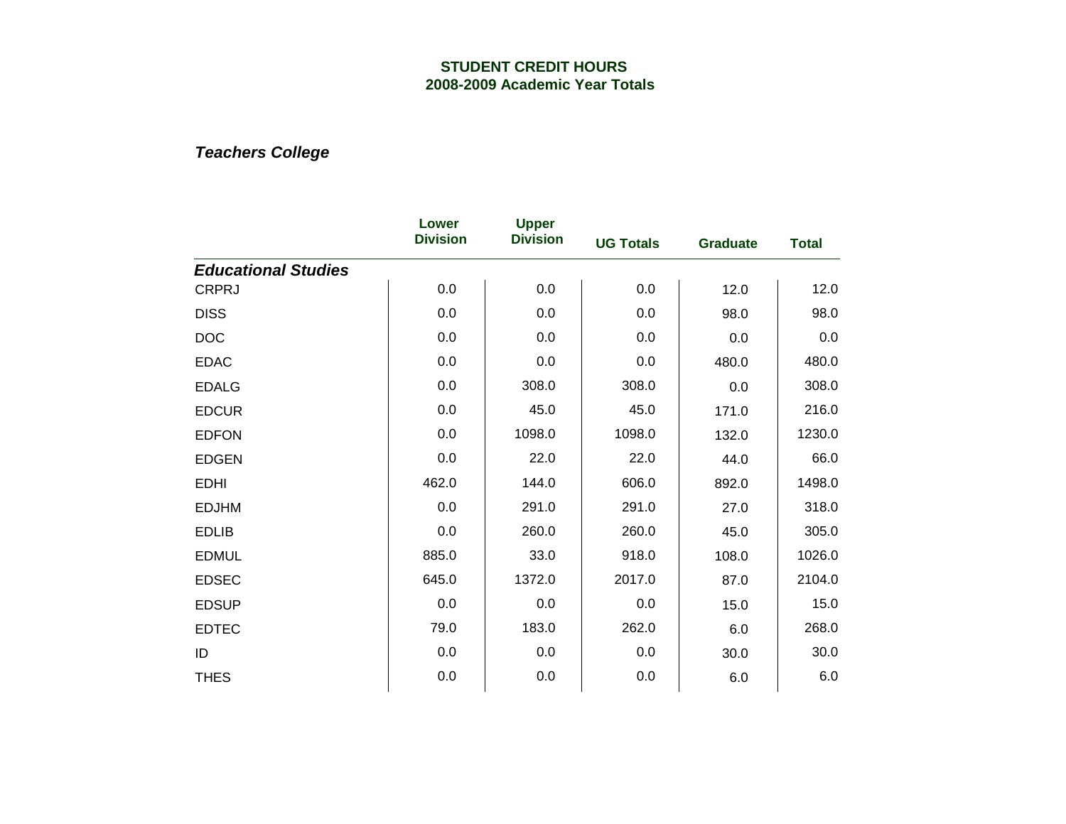# STUDENT CREDIT HOURS
## 2008-2009 Academic Year Totals

### *Teachers College*

| | Lower Division | Upper Division | UG Totals | Graduate | Total |
|---|---|---|---|---|---|
| ***Educational Studies*** | | | | | |
| CRPRJ | 0.0 | 0.0 | 0.0 | 12.0 | 12.0 |
| DISS | 0.0 | 0.0 | 0.0 | 98.0 | 98.0 |
| DOC | 0.0 | 0.0 | 0.0 | 0.0 | 0.0 |
| EDAC | 0.0 | 0.0 | 0.0 | 480.0 | 480.0 |
| EDALG | 0.0 | 308.0 | 308.0 | 0.0 | 308.0 |
| EDCUR | 0.0 | 45.0 | 45.0 | 171.0 | 216.0 |
| EDFON | 0.0 | 1098.0 | 1098.0 | 132.0 | 1230.0 |
| EDGEN | 0.0 | 22.0 | 22.0 | 44.0 | 66.0 |
| EDHI | 462.0 | 144.0 | 606.0 | 892.0 | 1498.0 |
| EDJHM | 0.0 | 291.0 | 291.0 | 27.0 | 318.0 |
| EDLIB | 0.0 | 260.0 | 260.0 | 45.0 | 305.0 |
| EDMUL | 885.0 | 33.0 | 918.0 | 108.0 | 1026.0 |
| EDSEC | 645.0 | 1372.0 | 2017.0 | 87.0 | 2104.0 |
| EDSUP | 0.0 | 0.0 | 0.0 | 15.0 | 15.0 |
| EDTEC | 79.0 | 183.0 | 262.0 | 6.0 | 268.0 |
| ID | 0.0 | 0.0 | 0.0 | 30.0 | 30.0 |
| THES | 0.0 | 0.0 | 0.0 | 6.0 | 6.0 |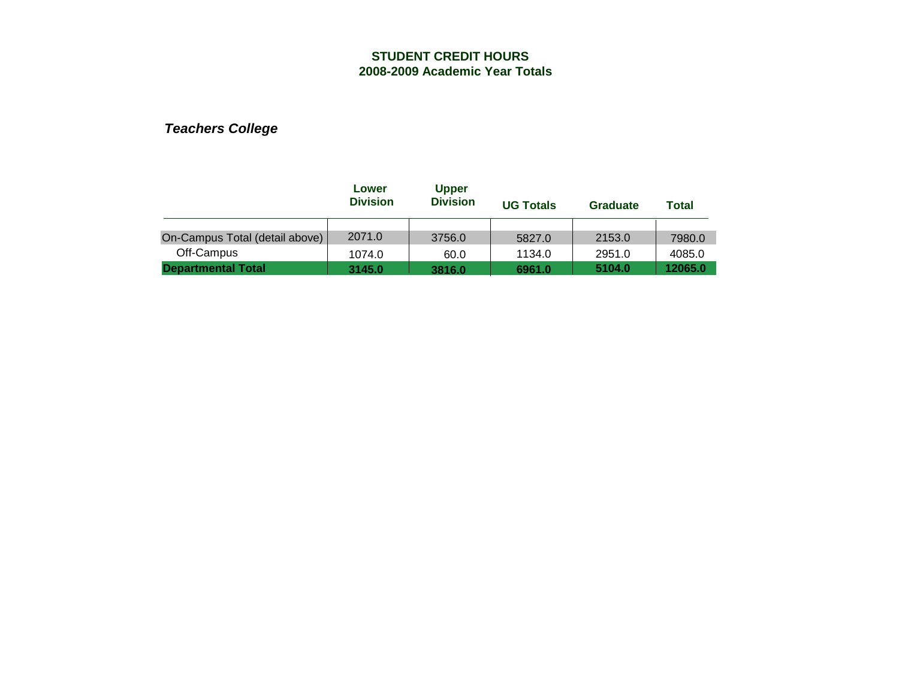**STUDENT CREDIT HOURS**
**2008-2009 Academic Year Totals**

***Teachers College***

| | Lower Division | Upper Division | UG Totals | Graduate | Total |
|---|---|---|---|---|---|
| On-Campus Total (detail above) | 2071.0 | 3756.0 | 5827.0 | 2153.0 | 7980.0 |
| Off-Campus | 1074.0 | 60.0 | 1134.0 | 2951.0 | 4085.0 |
| **Departmental Total** | **3145.0** | **3816.0** | **6961.0** | **5104.0** | **12065.0** |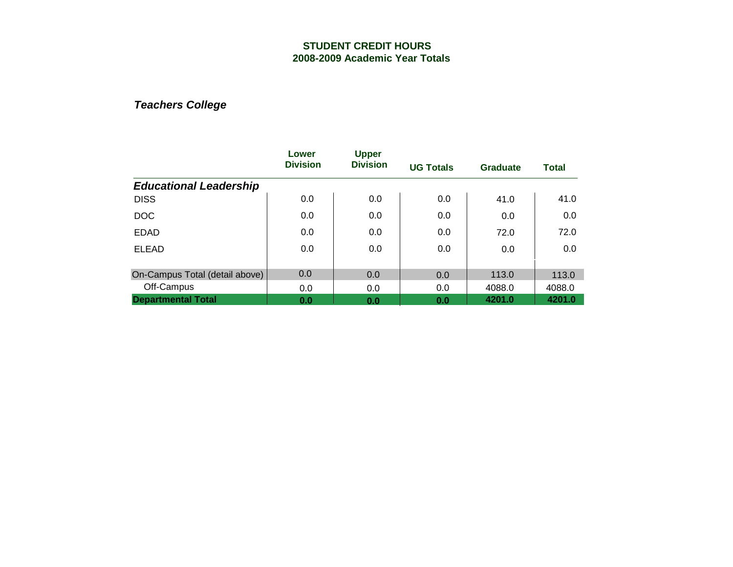# STUDENT CREDIT HOURS
## 2008-2009 Academic Year Totals

### *Teachers College*

| | Lower Division | Upper Division | UG Totals | Graduate | Total |
|---|---|---|---|---|---|
| ***Educational Leadership*** | | | | | |
| DISS | 0.0 | 0.0 | 0.0 | 41.0 | 41.0 |
| DOC | 0.0 | 0.0 | 0.0 | 0.0 | 0.0 |
| EDAD | 0.0 | 0.0 | 0.0 | 72.0 | 72.0 |
| ELEAD | 0.0 | 0.0 | 0.0 | 0.0 | 0.0 |
| On-Campus Total (detail above) | 0.0 | 0.0 | 0.0 | 113.0 | 113.0 |
| Off-Campus | 0.0 | 0.0 | 0.0 | 4088.0 | 4088.0 |
| **Departmental Total** | **0.0** | **0.0** | **0.0** | **4201.0** | **4201.0** |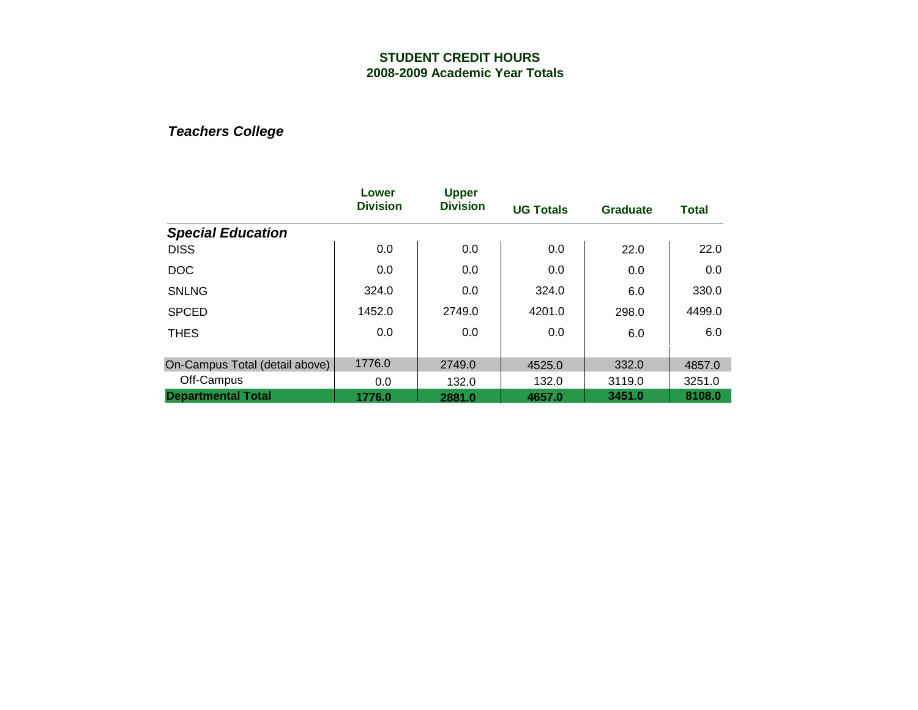# STUDENT CREDIT HOURS
## 2008-2009 Academic Year Totals

***Teachers College***

| | Lower Division | Upper Division | UG Totals | Graduate | Total |
|---|---|---|---|---|---|
| ***Special Education*** | | | | | |
| DISS | 0.0 | 0.0 | 0.0 | 22.0 | 22.0 |
| DOC | 0.0 | 0.0 | 0.0 | 0.0 | 0.0 |
| SNLNG | 324.0 | 0.0 | 324.0 | 6.0 | 330.0 |
| SPCED | 1452.0 | 2749.0 | 4201.0 | 298.0 | 4499.0 |
| THES | 0.0 | 0.0 | 0.0 | 6.0 | 6.0 |
| On-Campus Total (detail above) | 1776.0 | 2749.0 | 4525.0 | 332.0 | 4857.0 |
| Off-Campus | 0.0 | 132.0 | 132.0 | 3119.0 | 3251.0 |
| **Departmental Total** | **1776.0** | **2881.0** | **4657.0** | **3451.0** | **8108.0** |